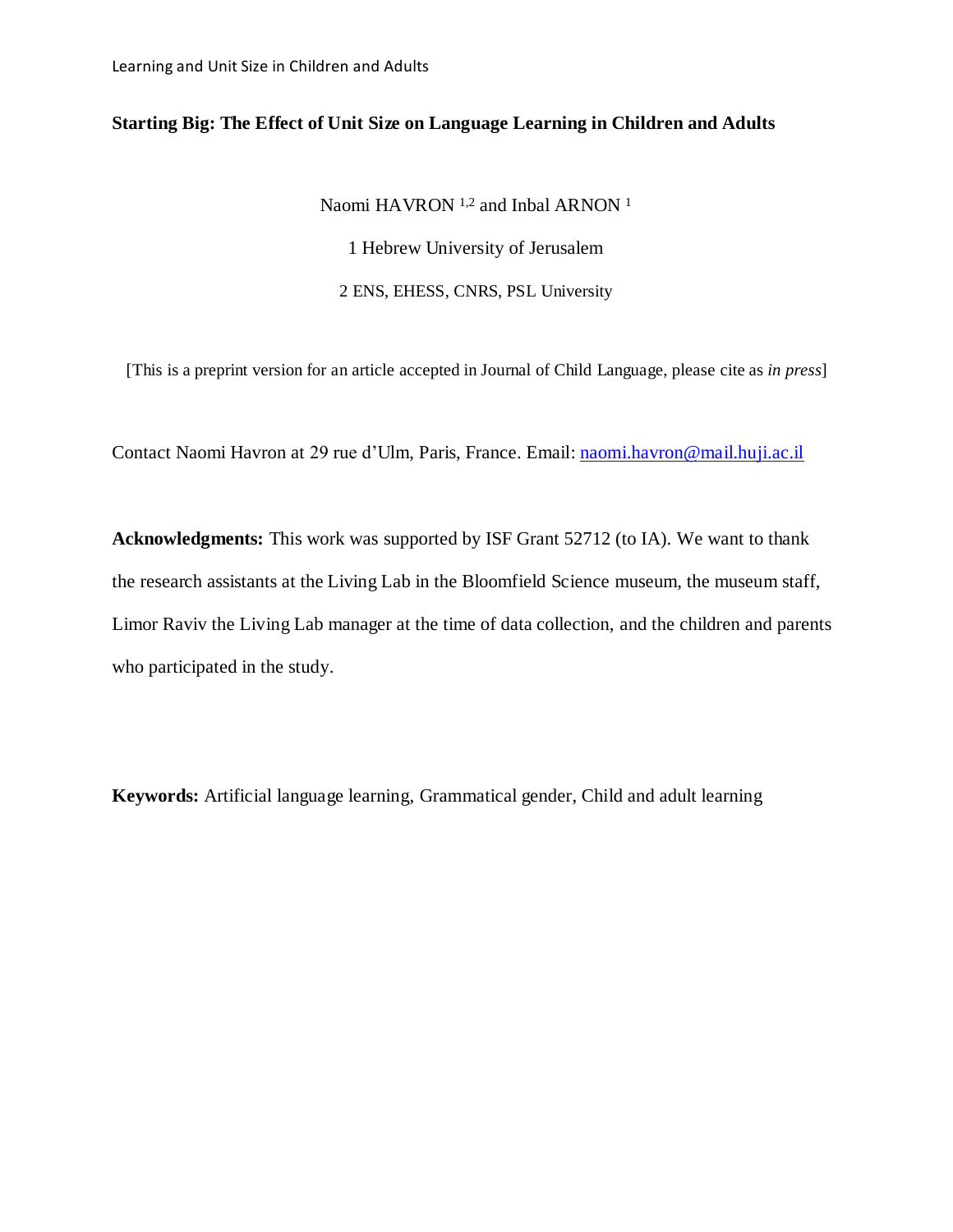**Starting Big: The Effect of Unit Size on Language Learning in Children and Adults**

Naomi HAVRON [1,2] and Inbal ARNON [1]

1 Hebrew University of Jerusalem

2 ENS, EHESS, CNRS, PSL University

[This is a preprint version for an article accepted in Journal of Child Language, please cite as *in press*]

Contact Naomi Havron at 29 rue d'Ulm, Paris, France. Email: naomi.havron@mail.huji.ac.il

**Acknowledgments:** This work was supported by ISF Grant 52712 (to IA). We want to thank the research assistants at the Living Lab in the Bloomfield Science museum, the museum staff, Limor Raviv the Living Lab manager at the time of data collection, and the children and parents who participated in the study.

**Keywords:** Artificial language learning, Grammatical gender, Child and adult learning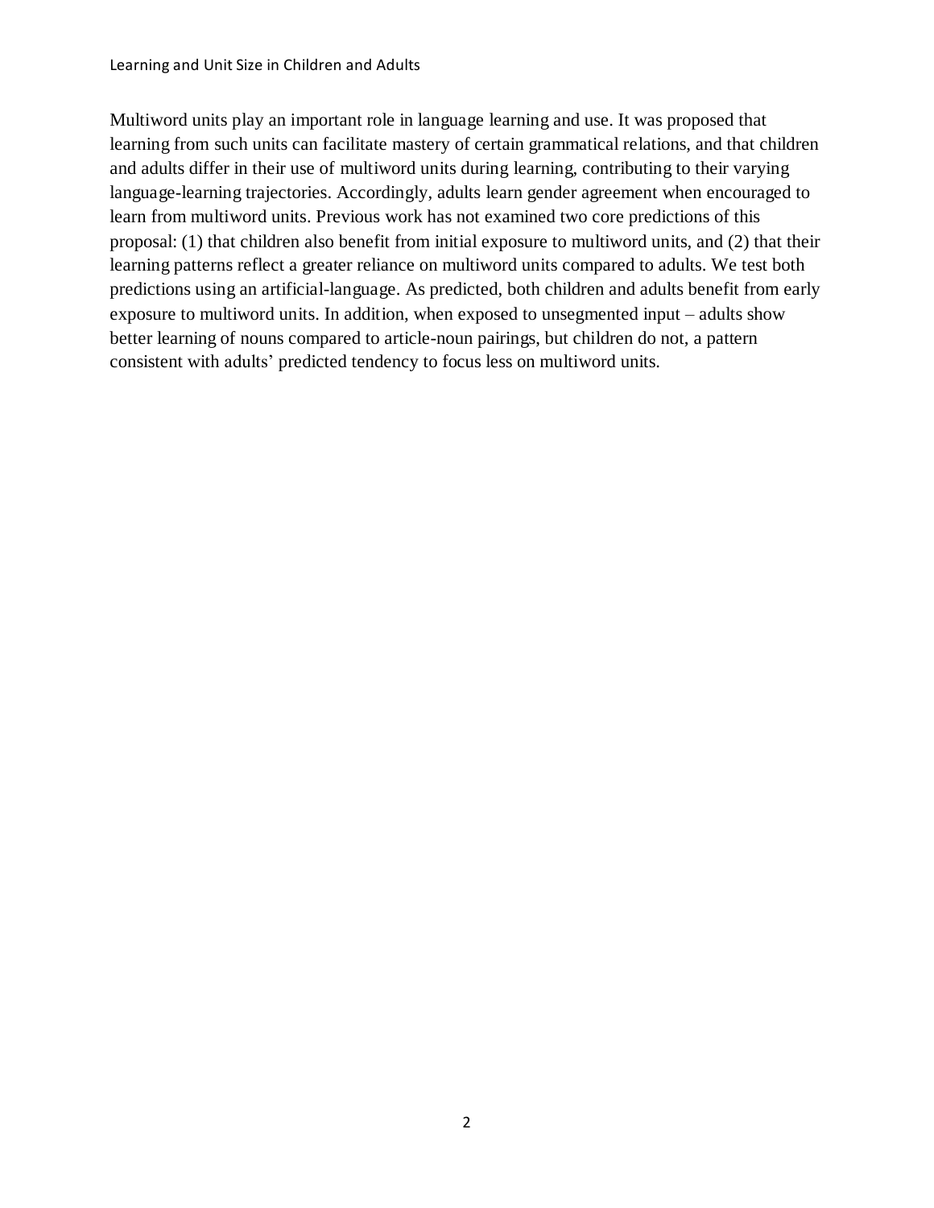Multiword units play an important role in language learning and use. It was proposed that learning from such units can facilitate mastery of certain grammatical relations, and that children and adults differ in their use of multiword units during learning, contributing to their varying language-learning trajectories. Accordingly, adults learn gender agreement when encouraged to learn from multiword units. Previous work has not examined two core predictions of this proposal: (1) that children also benefit from initial exposure to multiword units, and (2) that their learning patterns reflect a greater reliance on multiword units compared to adults. We test both predictions using an artificial-language. As predicted, both children and adults benefit from early exposure to multiword units. In addition, when exposed to unsegmented input – adults show better learning of nouns compared to article-noun pairings, but children do not, a pattern consistent with adults' predicted tendency to focus less on multiword units.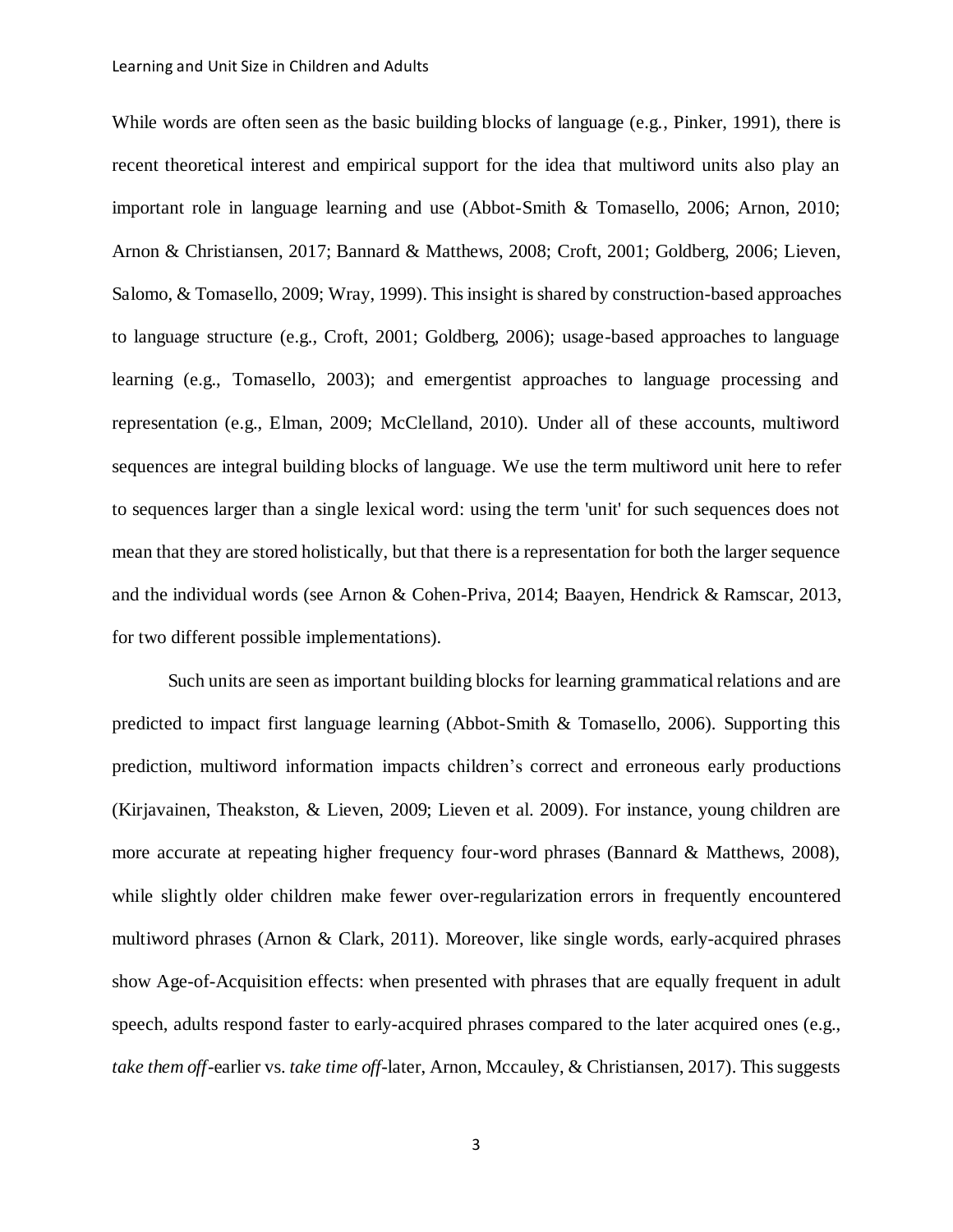While words are often seen as the basic building blocks of language (e.g., Pinker, 1991), there is recent theoretical interest and empirical support for the idea that multiword units also play an important role in language learning and use (Abbot-Smith & Tomasello, 2006; Arnon, 2010; Arnon & Christiansen, 2017; Bannard & Matthews, 2008; Croft, 2001; Goldberg, 2006; Lieven, Salomo, & Tomasello, 2009; Wray, 1999). This insight is shared by construction-based approaches to language structure (e.g., Croft, 2001; Goldberg, 2006); usage-based approaches to language learning (e.g., Tomasello, 2003); and emergentist approaches to language processing and representation (e.g., Elman, 2009; McClelland, 2010). Under all of these accounts, multiword sequences are integral building blocks of language. We use the term multiword unit here to refer to sequences larger than a single lexical word: using the term 'unit' for such sequences does not mean that they are stored holistically, but that there is a representation for both the larger sequence and the individual words (see Arnon & Cohen-Priva, 2014; Baayen, Hendrick & Ramscar, 2013, for two different possible implementations).

Such units are seen as important building blocks for learning grammatical relations and are predicted to impact first language learning (Abbot-Smith & Tomasello, 2006). Supporting this prediction, multiword information impacts children's correct and erroneous early productions (Kirjavainen, Theakston, & Lieven, 2009; Lieven et al. 2009). For instance, young children are more accurate at repeating higher frequency four-word phrases (Bannard & Matthews, 2008), while slightly older children make fewer over-regularization errors in frequently encountered multiword phrases (Arnon & Clark, 2011). Moreover, like single words, early-acquired phrases show Age-of-Acquisition effects: when presented with phrases that are equally frequent in adult speech, adults respond faster to early-acquired phrases compared to the later acquired ones (e.g., *take them off*-earlier vs. *take time off*-later, Arnon, Mccauley, & Christiansen, 2017). This suggests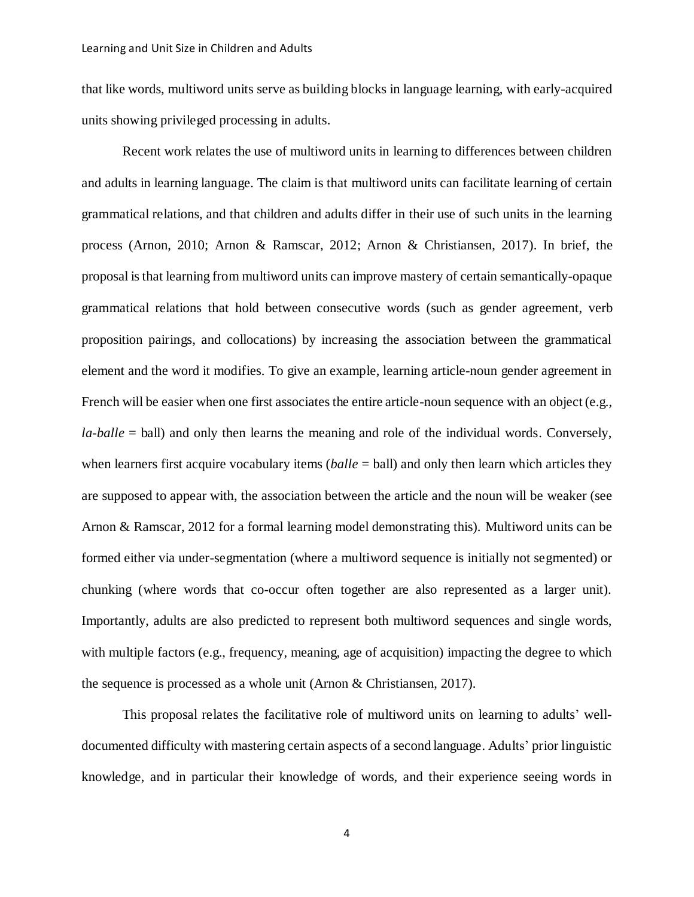that like words, multiword units serve as building blocks in language learning, with early-acquired units showing privileged processing in adults.

Recent work relates the use of multiword units in learning to differences between children and adults in learning language. The claim is that multiword units can facilitate learning of certain grammatical relations, and that children and adults differ in their use of such units in the learning process (Arnon, 2010; Arnon & Ramscar, 2012; Arnon & Christiansen, 2017). In brief, the proposal is that learning from multiword units can improve mastery of certain semantically-opaque grammatical relations that hold between consecutive words (such as gender agreement, verb proposition pairings, and collocations) by increasing the association between the grammatical element and the word it modifies. To give an example, learning article-noun gender agreement in French will be easier when one first associates the entire article-noun sequence with an object (e.g., *la-balle* = ball) and only then learns the meaning and role of the individual words. Conversely, when learners first acquire vocabulary items (*balle* = ball) and only then learn which articles they are supposed to appear with, the association between the article and the noun will be weaker (see Arnon & Ramscar, 2012 for a formal learning model demonstrating this). Multiword units can be formed either via under-segmentation (where a multiword sequence is initially not segmented) or chunking (where words that co-occur often together are also represented as a larger unit). Importantly, adults are also predicted to represent both multiword sequences and single words, with multiple factors (e.g., frequency, meaning, age of acquisition) impacting the degree to which the sequence is processed as a whole unit (Arnon & Christiansen, 2017).

This proposal relates the facilitative role of multiword units on learning to adults' well-documented difficulty with mastering certain aspects of a second language. Adults' prior linguistic knowledge, and in particular their knowledge of words, and their experience seeing words in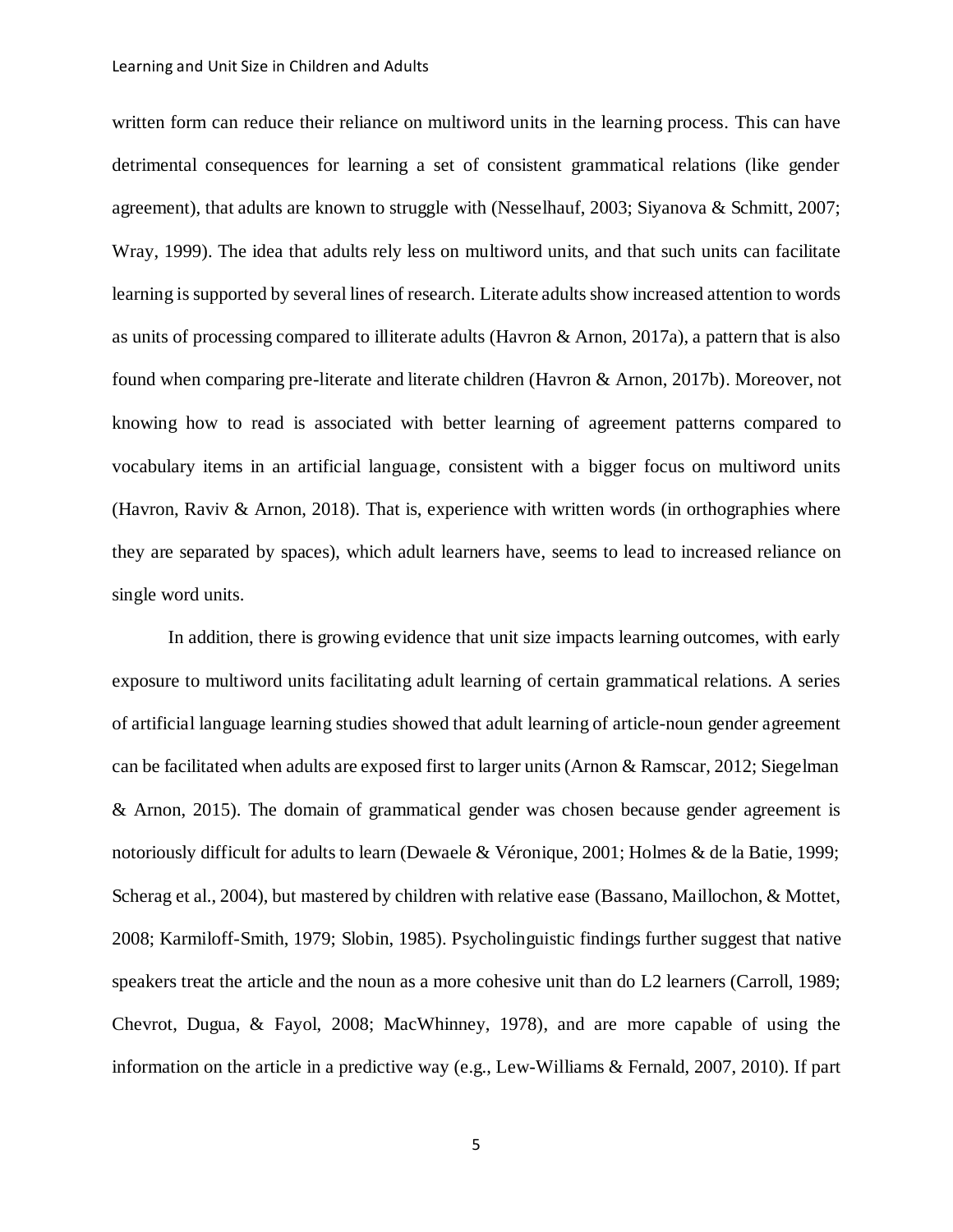written form can reduce their reliance on multiword units in the learning process. This can have detrimental consequences for learning a set of consistent grammatical relations (like gender agreement), that adults are known to struggle with (Nesselhauf, 2003; Siyanova & Schmitt, 2007; Wray, 1999). The idea that adults rely less on multiword units, and that such units can facilitate learning is supported by several lines of research. Literate adults show increased attention to words as units of processing compared to illiterate adults (Havron & Arnon, 2017a), a pattern that is also found when comparing pre-literate and literate children (Havron & Arnon, 2017b). Moreover, not knowing how to read is associated with better learning of agreement patterns compared to vocabulary items in an artificial language, consistent with a bigger focus on multiword units (Havron, Raviv & Arnon, 2018). That is, experience with written words (in orthographies where they are separated by spaces), which adult learners have, seems to lead to increased reliance on single word units.

In addition, there is growing evidence that unit size impacts learning outcomes, with early exposure to multiword units facilitating adult learning of certain grammatical relations. A series of artificial language learning studies showed that adult learning of article-noun gender agreement can be facilitated when adults are exposed first to larger units (Arnon & Ramscar, 2012; Siegelman & Arnon, 2015). The domain of grammatical gender was chosen because gender agreement is notoriously difficult for adults to learn (Dewaele & Véronique, 2001; Holmes & de la Batie, 1999; Scherag et al., 2004), but mastered by children with relative ease (Bassano, Maillochon, & Mottet, 2008; Karmiloff-Smith, 1979; Slobin, 1985). Psycholinguistic findings further suggest that native speakers treat the article and the noun as a more cohesive unit than do L2 learners (Carroll, 1989; Chevrot, Dugua, & Fayol, 2008; MacWhinney, 1978), and are more capable of using the information on the article in a predictive way (e.g., Lew-Williams & Fernald, 2007, 2010). If part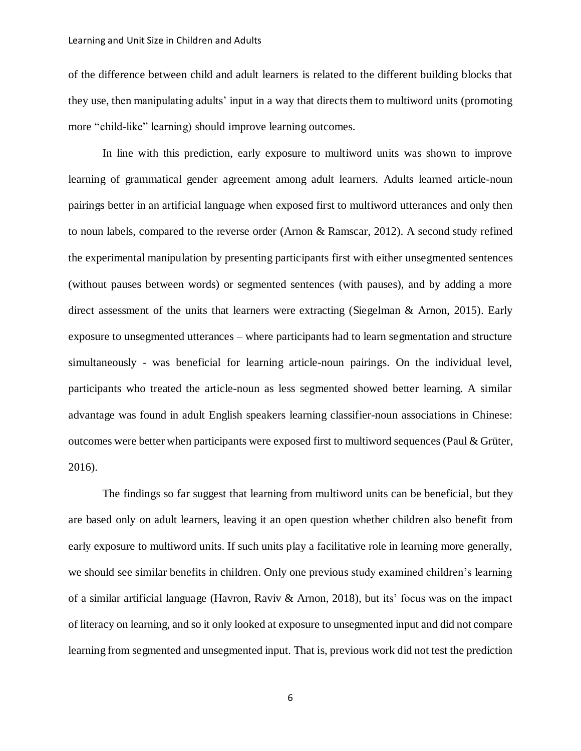of the difference between child and adult learners is related to the different building blocks that they use, then manipulating adults' input in a way that directs them to multiword units (promoting more "child-like" learning) should improve learning outcomes.

In line with this prediction, early exposure to multiword units was shown to improve learning of grammatical gender agreement among adult learners. Adults learned article-noun pairings better in an artificial language when exposed first to multiword utterances and only then to noun labels, compared to the reverse order (Arnon & Ramscar, 2012). A second study refined the experimental manipulation by presenting participants first with either unsegmented sentences (without pauses between words) or segmented sentences (with pauses), and by adding a more direct assessment of the units that learners were extracting (Siegelman & Arnon, 2015). Early exposure to unsegmented utterances – where participants had to learn segmentation and structure simultaneously - was beneficial for learning article-noun pairings. On the individual level, participants who treated the article-noun as less segmented showed better learning. A similar advantage was found in adult English speakers learning classifier-noun associations in Chinese: outcomes were better when participants were exposed first to multiword sequences (Paul & Grüter, 2016).

The findings so far suggest that learning from multiword units can be beneficial, but they are based only on adult learners, leaving it an open question whether children also benefit from early exposure to multiword units. If such units play a facilitative role in learning more generally, we should see similar benefits in children. Only one previous study examined children's learning of a similar artificial language (Havron, Raviv & Arnon, 2018), but its' focus was on the impact of literacy on learning, and so it only looked at exposure to unsegmented input and did not compare learning from segmented and unsegmented input. That is, previous work did not test the prediction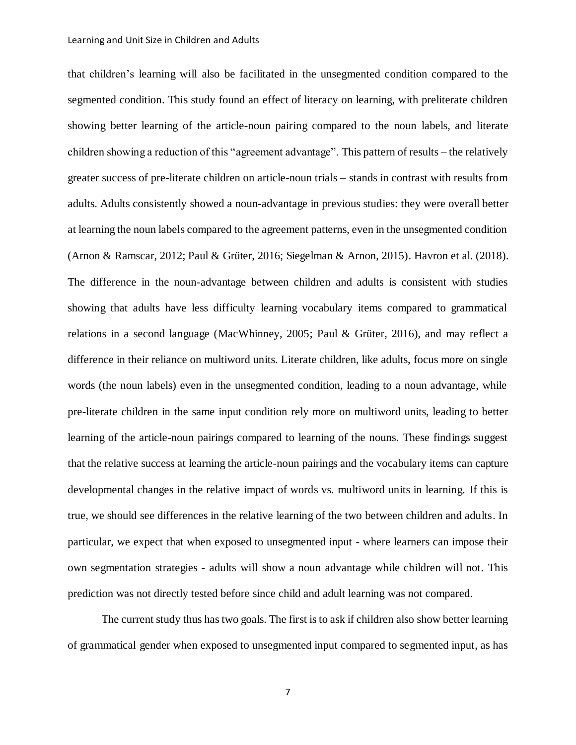that children's learning will also be facilitated in the unsegmented condition compared to the segmented condition. This study found an effect of literacy on learning, with preliterate children showing better learning of the article-noun pairing compared to the noun labels, and literate children showing a reduction of this "agreement advantage". This pattern of results – the relatively greater success of pre-literate children on article-noun trials – stands in contrast with results from adults. Adults consistently showed a noun-advantage in previous studies: they were overall better at learning the noun labels compared to the agreement patterns, even in the unsegmented condition (Arnon & Ramscar, 2012; Paul & Grüter, 2016; Siegelman & Arnon, 2015). Havron et al. (2018). The difference in the noun-advantage between children and adults is consistent with studies showing that adults have less difficulty learning vocabulary items compared to grammatical relations in a second language (MacWhinney, 2005; Paul & Grüter, 2016), and may reflect a difference in their reliance on multiword units. Literate children, like adults, focus more on single words (the noun labels) even in the unsegmented condition, leading to a noun advantage, while pre-literate children in the same input condition rely more on multiword units, leading to better learning of the article-noun pairings compared to learning of the nouns. These findings suggest that the relative success at learning the article-noun pairings and the vocabulary items can capture developmental changes in the relative impact of words vs. multiword units in learning. If this is true, we should see differences in the relative learning of the two between children and adults. In particular, we expect that when exposed to unsegmented input - where learners can impose their own segmentation strategies - adults will show a noun advantage while children will not. This prediction was not directly tested before since child and adult learning was not compared.

The current study thus has two goals. The first is to ask if children also show better learning of grammatical gender when exposed to unsegmented input compared to segmented input, as has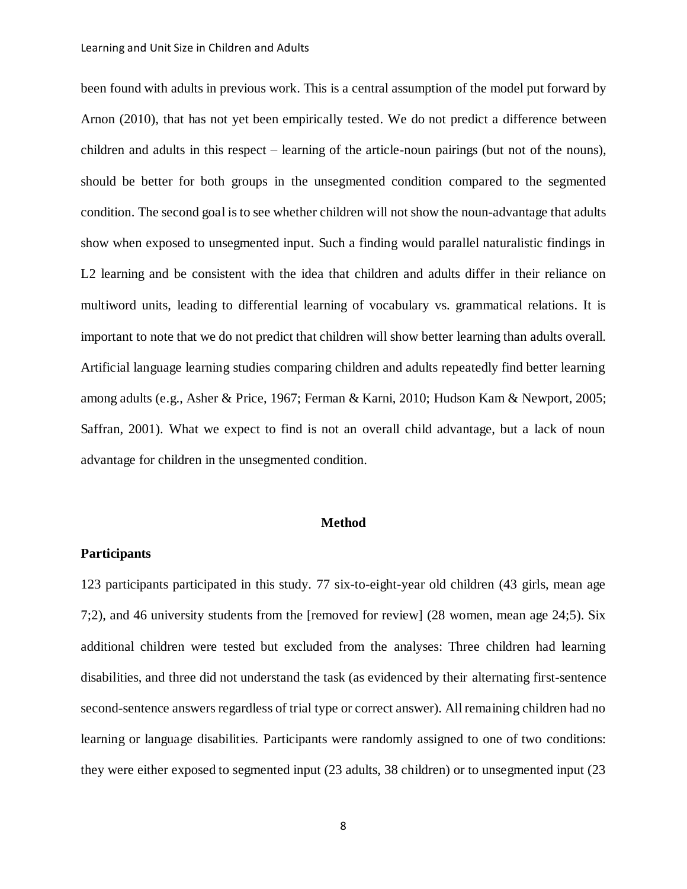been found with adults in previous work. This is a central assumption of the model put forward by Arnon (2010), that has not yet been empirically tested. We do not predict a difference between children and adults in this respect – learning of the article-noun pairings (but not of the nouns), should be better for both groups in the unsegmented condition compared to the segmented condition. The second goal is to see whether children will not show the noun-advantage that adults show when exposed to unsegmented input. Such a finding would parallel naturalistic findings in L2 learning and be consistent with the idea that children and adults differ in their reliance on multiword units, leading to differential learning of vocabulary vs. grammatical relations. It is important to note that we do not predict that children will show better learning than adults overall. Artificial language learning studies comparing children and adults repeatedly find better learning among adults (e.g., Asher & Price, 1967; Ferman & Karni, 2010; Hudson Kam & Newport, 2005; Saffran, 2001). What we expect to find is not an overall child advantage, but a lack of noun advantage for children in the unsegmented condition.

## Method

### Participants

123 participants participated in this study. 77 six-to-eight-year old children (43 girls, mean age 7;2), and 46 university students from the [removed for review] (28 women, mean age 24;5). Six additional children were tested but excluded from the analyses: Three children had learning disabilities, and three did not understand the task (as evidenced by their alternating first-sentence second-sentence answers regardless of trial type or correct answer). All remaining children had no learning or language disabilities. Participants were randomly assigned to one of two conditions: they were either exposed to segmented input (23 adults, 38 children) or to unsegmented input (23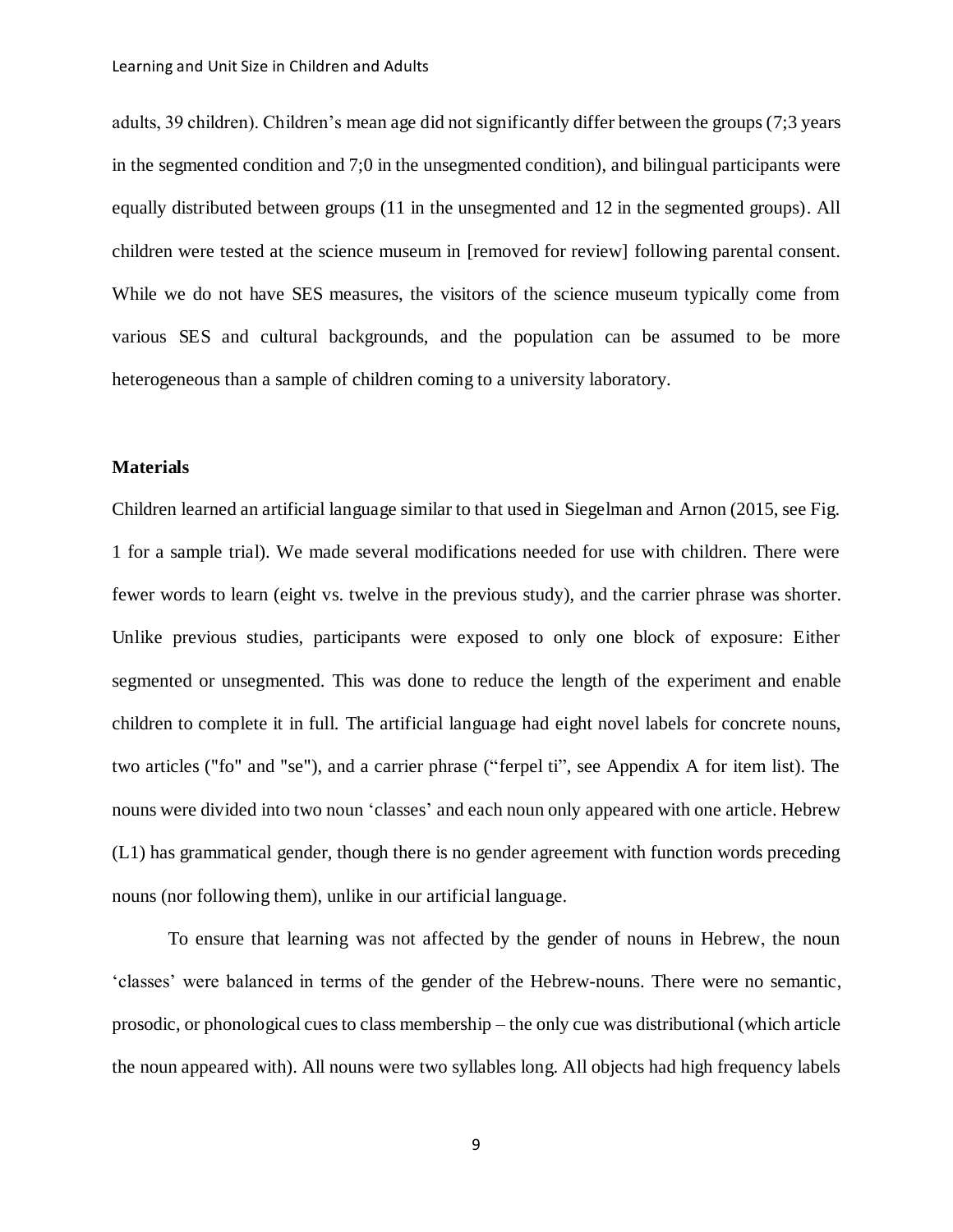adults, 39 children). Children's mean age did not significantly differ between the groups (7;3 years in the segmented condition and 7;0 in the unsegmented condition), and bilingual participants were equally distributed between groups (11 in the unsegmented and 12 in the segmented groups). All children were tested at the science museum in [removed for review] following parental consent. While we do not have SES measures, the visitors of the science museum typically come from various SES and cultural backgrounds, and the population can be assumed to be more heterogeneous than a sample of children coming to a university laboratory.

### Materials

Children learned an artificial language similar to that used in Siegelman and Arnon (2015, see Fig. 1 for a sample trial). We made several modifications needed for use with children. There were fewer words to learn (eight vs. twelve in the previous study), and the carrier phrase was shorter. Unlike previous studies, participants were exposed to only one block of exposure: Either segmented or unsegmented. This was done to reduce the length of the experiment and enable children to complete it in full. The artificial language had eight novel labels for concrete nouns, two articles ("fo" and "se"), and a carrier phrase ("ferpel ti", see Appendix A for item list). The nouns were divided into two noun 'classes' and each noun only appeared with one article. Hebrew (L1) has grammatical gender, though there is no gender agreement with function words preceding nouns (nor following them), unlike in our artificial language.

To ensure that learning was not affected by the gender of nouns in Hebrew, the noun 'classes' were balanced in terms of the gender of the Hebrew-nouns. There were no semantic, prosodic, or phonological cues to class membership – the only cue was distributional (which article the noun appeared with). All nouns were two syllables long. All objects had high frequency labels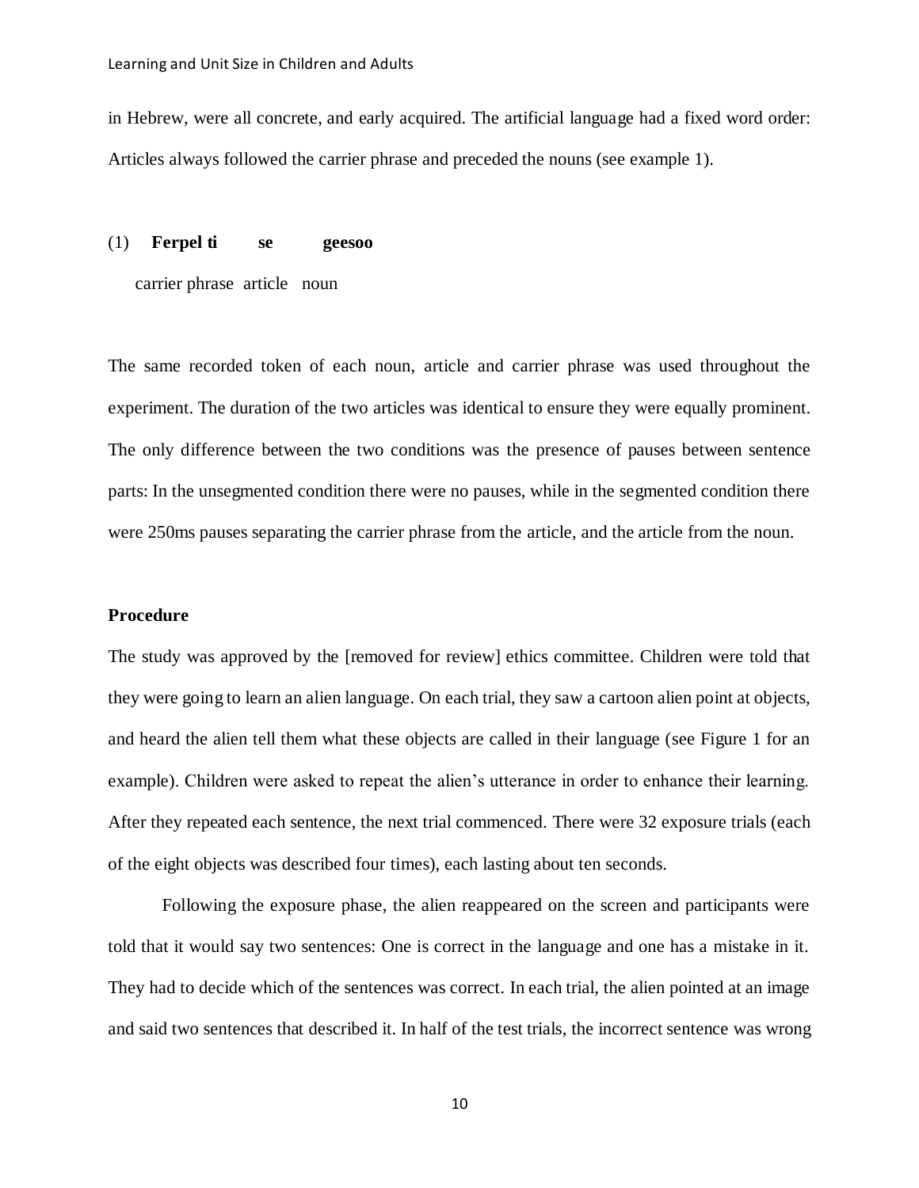in Hebrew, were all concrete, and early acquired. The artificial language had a fixed word order: Articles always followed the carrier phrase and preceded the nouns (see example 1).

(1) **Ferpel ti** **se** **geesoo**

carrier phrase article noun

The same recorded token of each noun, article and carrier phrase was used throughout the experiment. The duration of the two articles was identical to ensure they were equally prominent. The only difference between the two conditions was the presence of pauses between sentence parts: In the unsegmented condition there were no pauses, while in the segmented condition there were 250ms pauses separating the carrier phrase from the article, and the article from the noun.

**Procedure**

The study was approved by the [removed for review] ethics committee. Children were told that they were going to learn an alien language. On each trial, they saw a cartoon alien point at objects, and heard the alien tell them what these objects are called in their language (see Figure 1 for an example). Children were asked to repeat the alien's utterance in order to enhance their learning. After they repeated each sentence, the next trial commenced. There were 32 exposure trials (each of the eight objects was described four times), each lasting about ten seconds.

Following the exposure phase, the alien reappeared on the screen and participants were told that it would say two sentences: One is correct in the language and one has a mistake in it. They had to decide which of the sentences was correct. In each trial, the alien pointed at an image and said two sentences that described it. In half of the test trials, the incorrect sentence was wrong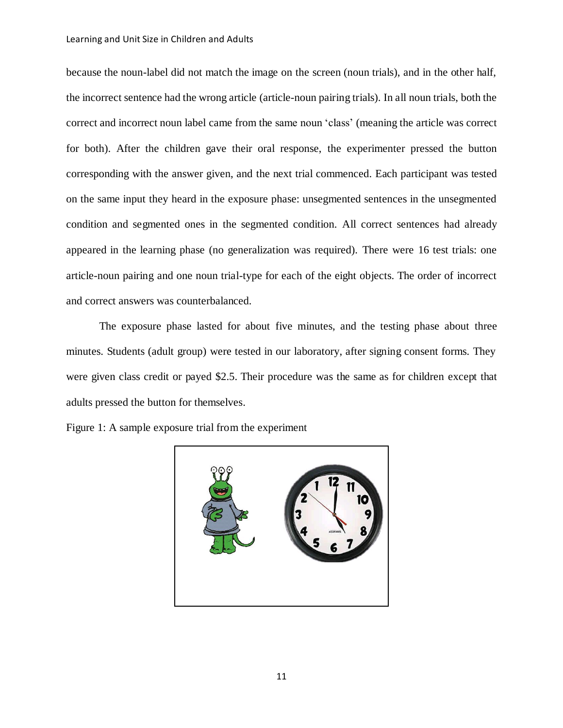because the noun-label did not match the image on the screen (noun trials), and in the other half, the incorrect sentence had the wrong article (article-noun pairing trials). In all noun trials, both the correct and incorrect noun label came from the same noun 'class' (meaning the article was correct for both). After the children gave their oral response, the experimenter pressed the button corresponding with the answer given, and the next trial commenced. Each participant was tested on the same input they heard in the exposure phase: unsegmented sentences in the unsegmented condition and segmented ones in the segmented condition. All correct sentences had already appeared in the learning phase (no generalization was required). There were 16 test trials: one article-noun pairing and one noun trial-type for each of the eight objects. The order of incorrect and correct answers was counterbalanced.

The exposure phase lasted for about five minutes, and the testing phase about three minutes. Students (adult group) were tested in our laboratory, after signing consent forms. They were given class credit or payed $2.5. Their procedure was the same as for children except that adults pressed the button for themselves.

Figure 1: A sample exposure trial from the experiment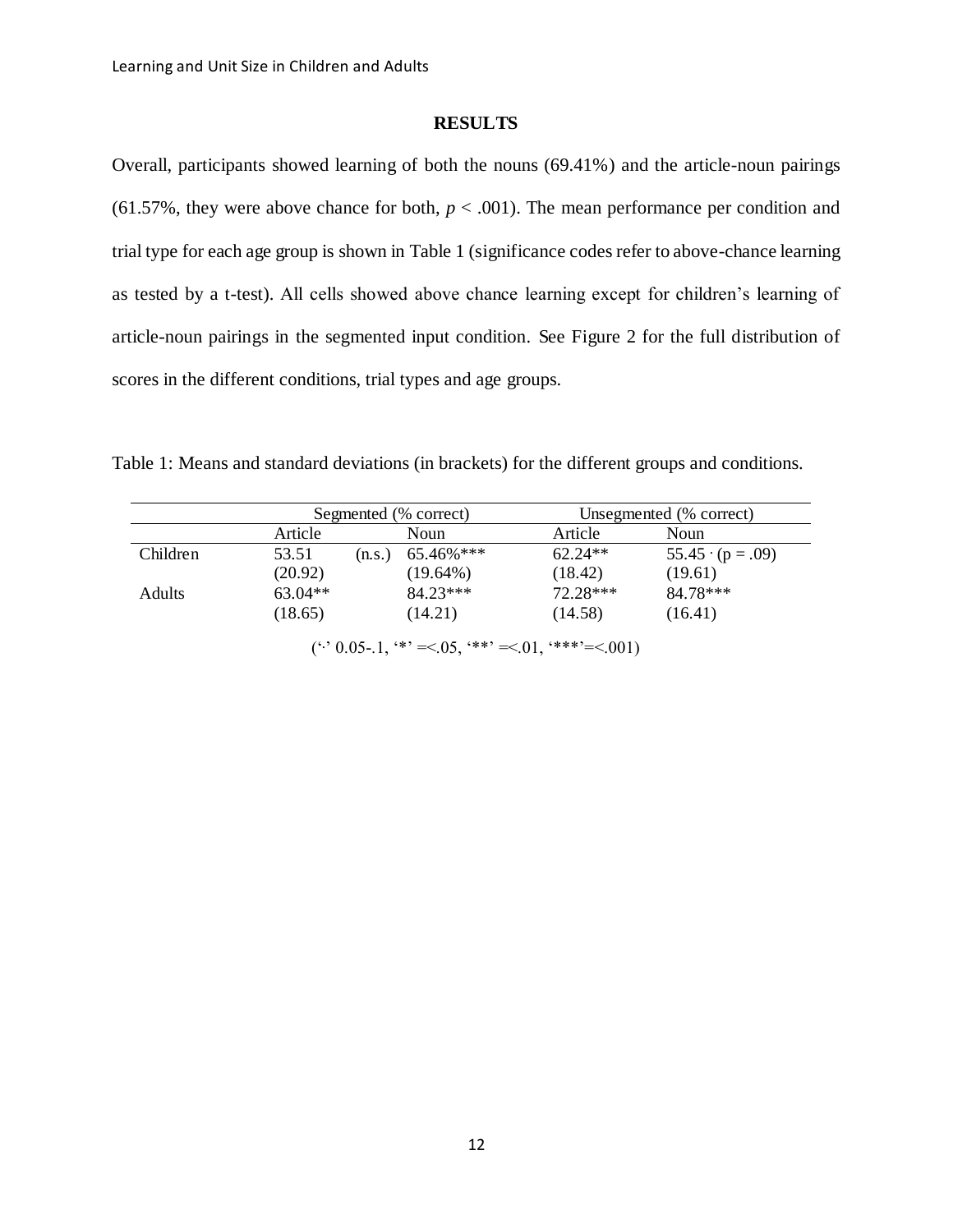## RESULTS

Overall, participants showed learning of both the nouns (69.41%) and the article-noun pairings (61.57%, they were above chance for both, $p < .001$). The mean performance per condition and trial type for each age group is shown in Table 1 (significance codes refer to above-chance learning as tested by a t-test). All cells showed above chance learning except for children's learning of article-noun pairings in the segmented input condition. See Figure 2 for the full distribution of scores in the different conditions, trial types and age groups.

Table 1: Means and standard deviations (in brackets) for the different groups and conditions.

| | Segmented (% correct) | | Unsegmented (% correct) | |
|---|---|---|---|---|
| | Article | Noun | Article | Noun |
| Children | 53.51 (n.s.)<br>(20.92) | 65.46%***<br>(19.64%) | 62.24**<br>(18.42) | 55.45 · (p = .09)<br>(19.61) |
| Adults | 63.04**<br>(18.65) | 84.23***<br>(14.21) | 72.28***<br>(14.58) | 84.78***<br>(16.41) |

('·' 0.05-.1, '*' =<.05, '**' =<.01, '***'=<.001)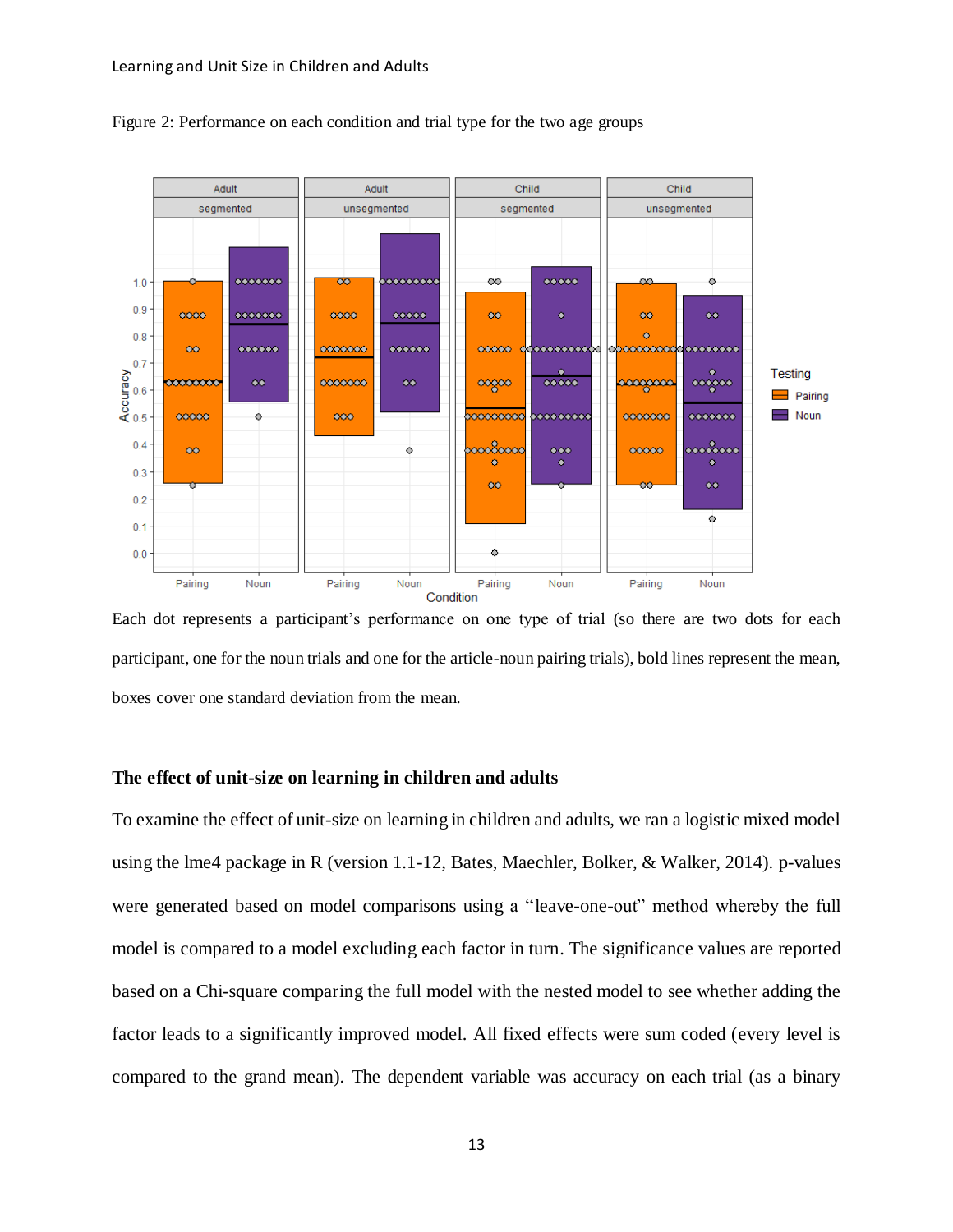Figure 2: Performance on each condition and trial type for the two age groups

Adult segmented
Adult unsegmented
Child segmented
Child unsegmented

Accuracy
1.0
0.9
0.8
0.7
0.6
0.5
0.4
0.3
0.2
0.1
0.0

Pairing Noun
Condition

Testing
Pairing
Noun

Each dot represents a participant's performance on one type of trial (so there are two dots for each participant, one for the noun trials and one for the article-noun pairing trials), bold lines represent the mean, boxes cover one standard deviation from the mean.

### The effect of unit-size on learning in children and adults

To examine the effect of unit-size on learning in children and adults, we ran a logistic mixed model using the lme4 package in R (version 1.1-12, Bates, Maechler, Bolker, & Walker, 2014). p-values were generated based on model comparisons using a "leave-one-out" method whereby the full model is compared to a model excluding each factor in turn. The significance values are reported based on a Chi-square comparing the full model with the nested model to see whether adding the factor leads to a significantly improved model. All fixed effects were sum coded (every level is compared to the grand mean). The dependent variable was accuracy on each trial (as a binary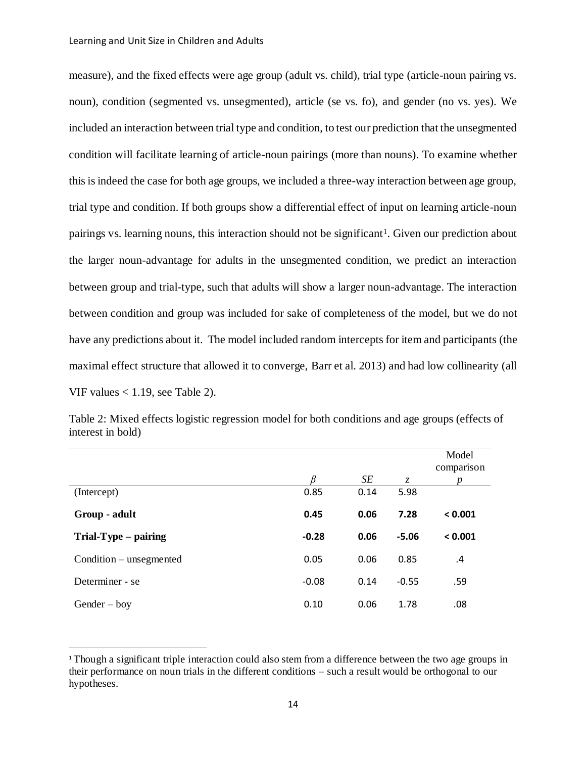measure), and the fixed effects were age group (adult vs. child), trial type (article-noun pairing vs. noun), condition (segmented vs. unsegmented), article (se vs. fo), and gender (no vs. yes). We included an interaction between trial type and condition, to test our prediction that the unsegmented condition will facilitate learning of article-noun pairings (more than nouns). To examine whether this is indeed the case for both age groups, we included a three-way interaction between age group, trial type and condition. If both groups show a differential effect of input on learning article-noun pairings vs. learning nouns, this interaction should not be significant[1]. Given our prediction about the larger noun-advantage for adults in the unsegmented condition, we predict an interaction between group and trial-type, such that adults will show a larger noun-advantage. The interaction between condition and group was included for sake of completeness of the model, but we do not have any predictions about it. The model included random intercepts for item and participants (the maximal effect structure that allowed it to converge, Barr et al. 2013) and had low collinearity (all VIF values < 1.19, see Table 2).

Table 2: Mixed effects logistic regression model for both conditions and age groups (effects of interest in bold)

| | $\beta$ | *SE* | *z* | Model comparison *p* |
|---|---|---|---|---|
| (Intercept) | 0.85 | 0.14 | 5.98 | |
| **Group - adult** | **0.45** | **0.06** | **7.28** | **< 0.001** |
| **Trial-Type – pairing** | **-0.28** | **0.06** | **-5.06** | **< 0.001** |
| Condition – unsegmented | 0.05 | 0.06 | 0.85 | .4 |
| Determiner - se | -0.08 | 0.14 | -0.55 | .59 |
| Gender – boy | 0.10 | 0.06 | 1.78 | .08 |

[1] Though a significant triple interaction could also stem from a difference between the two age groups in their performance on noun trials in the different conditions – such a result would be orthogonal to our hypotheses.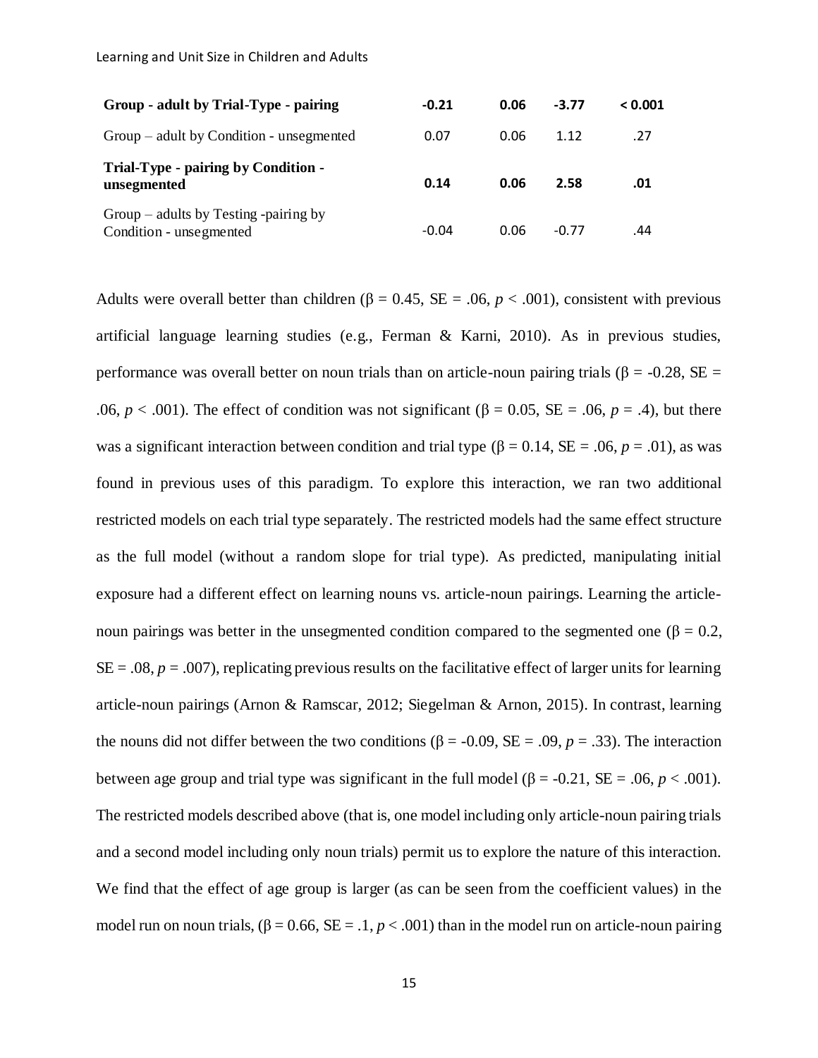| | | | | |
|---|---|---|---|---|
| **Group - adult by Trial-Type - pairing** | **-0.21** | **0.06** | **-3.77** | **< 0.001** |
| Group – adult by Condition - unsegmented | 0.07 | 0.06 | 1.12 | .27 |
| **Trial-Type - pairing by Condition - unsegmented** | **0.14** | **0.06** | **2.58** | **.01** |
| Group – adults by Testing -pairing by Condition - unsegmented | -0.04 | 0.06 | -0.77 | .44 |

Adults were overall better than children ($\beta = 0.45$, SE = .06, $p < .001$), consistent with previous artificial language learning studies (e.g., Ferman & Karni, 2010). As in previous studies, performance was overall better on noun trials than on article-noun pairing trials ($\beta = -0.28$, SE = .06, $p < .001$). The effect of condition was not significant ($\beta = 0.05$, SE = .06, $p = .4$), but there was a significant interaction between condition and trial type ($\beta = 0.14$, SE = .06, $p = .01$), as was found in previous uses of this paradigm. To explore this interaction, we ran two additional restricted models on each trial type separately. The restricted models had the same effect structure as the full model (without a random slope for trial type). As predicted, manipulating initial exposure had a different effect on learning nouns vs. article-noun pairings. Learning the article-noun pairings was better in the unsegmented condition compared to the segmented one ($\beta = 0.2$, SE = .08, $p = .007$), replicating previous results on the facilitative effect of larger units for learning article-noun pairings (Arnon & Ramscar, 2012; Siegelman & Arnon, 2015). In contrast, learning the nouns did not differ between the two conditions ($\beta = -0.09$, SE = .09, $p = .33$). The interaction between age group and trial type was significant in the full model ($\beta = -0.21$, SE = .06, $p < .001$). The restricted models described above (that is, one model including only article-noun pairing trials and a second model including only noun trials) permit us to explore the nature of this interaction. We find that the effect of age group is larger (as can be seen from the coefficient values) in the model run on noun trials, ($\beta = 0.66$, SE = .1, $p < .001$) than in the model run on article-noun pairing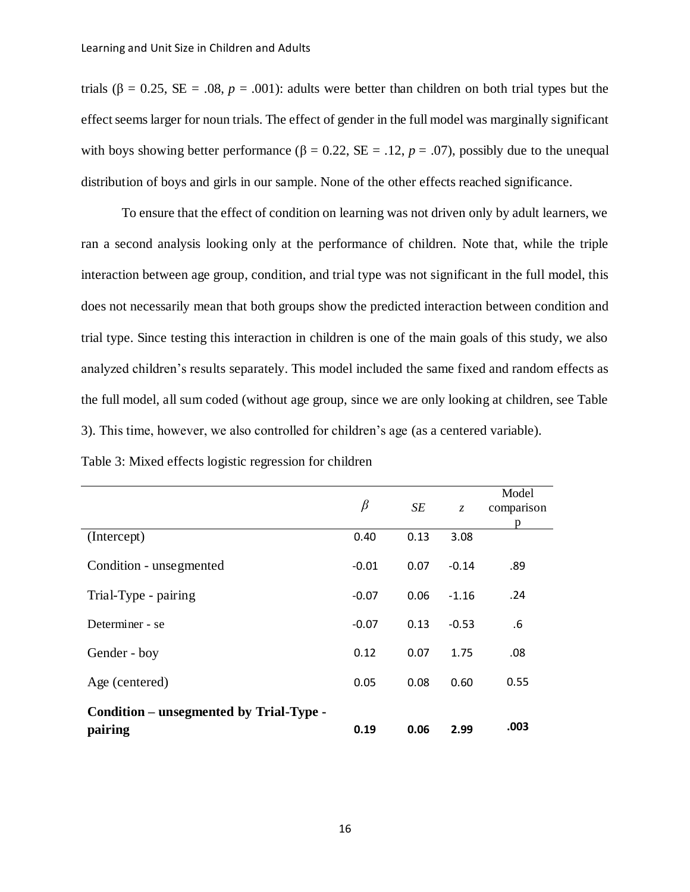trials ($\beta$ = 0.25, SE = .08, *p* = .001): adults were better than children on both trial types but the effect seems larger for noun trials. The effect of gender in the full model was marginally significant with boys showing better performance ($\beta$ = 0.22, SE = .12, *p* = .07), possibly due to the unequal distribution of boys and girls in our sample. None of the other effects reached significance.

To ensure that the effect of condition on learning was not driven only by adult learners, we ran a second analysis looking only at the performance of children. Note that, while the triple interaction between age group, condition, and trial type was not significant in the full model, this does not necessarily mean that both groups show the predicted interaction between condition and trial type. Since testing this interaction in children is one of the main goals of this study, we also analyzed children's results separately. This model included the same fixed and random effects as the full model, all sum coded (without age group, since we are only looking at children, see Table 3). This time, however, we also controlled for children's age (as a centered variable).

Table 3: Mixed effects logistic regression for children

| | $\beta$ | *SE* | *z* | Model comparison p |
|---|---|---|---|---|
| (Intercept) | 0.40 | 0.13 | 3.08 | |
| Condition - unsegmented | -0.01 | 0.07 | -0.14 | .89 |
| Trial-Type - pairing | -0.07 | 0.06 | -1.16 | .24 |
| Determiner - se | -0.07 | 0.13 | -0.53 | .6 |
| Gender - boy | 0.12 | 0.07 | 1.75 | .08 |
| Age (centered) | 0.05 | 0.08 | 0.60 | 0.55 |
| **Condition – unsegmented by Trial-Type - pairing** | **0.19** | **0.06** | **2.99** | **.003** |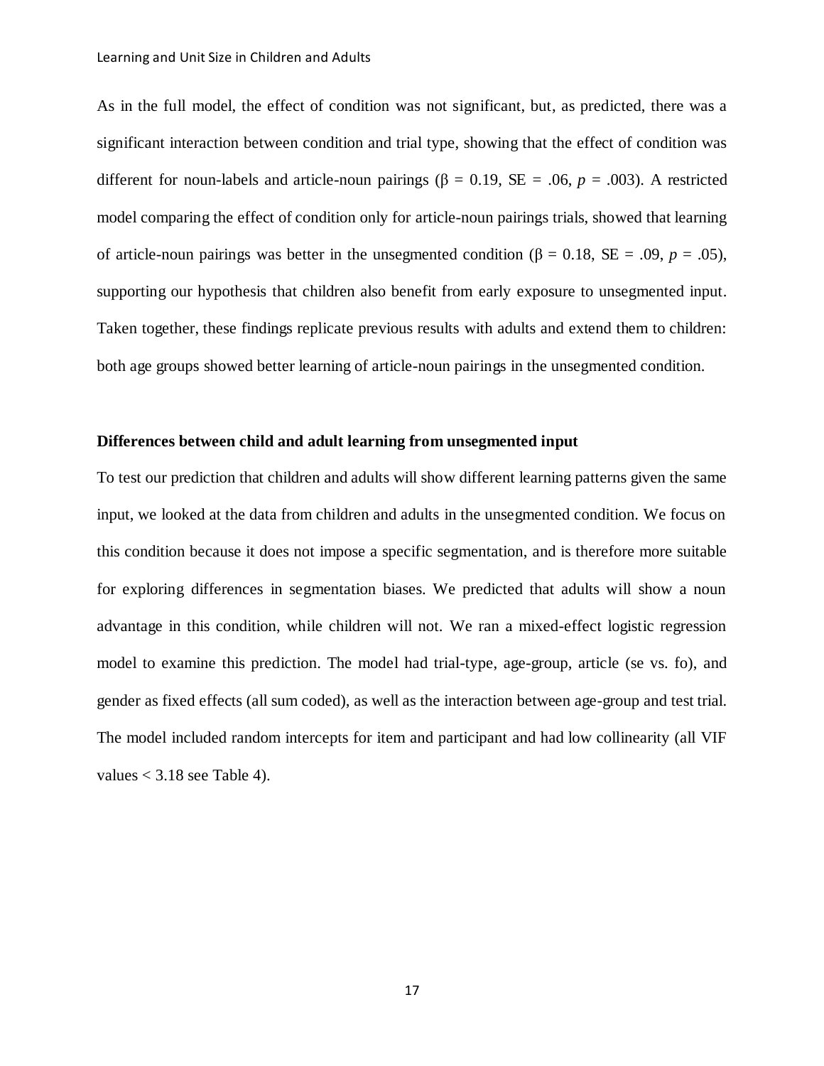As in the full model, the effect of condition was not significant, but, as predicted, there was a significant interaction between condition and trial type, showing that the effect of condition was different for noun-labels and article-noun pairings ($\beta = 0.19$, $SE = .06$, $p = .003$). A restricted model comparing the effect of condition only for article-noun pairings trials, showed that learning of article-noun pairings was better in the unsegmented condition ($\beta = 0.18$, $SE = .09$, $p = .05$), supporting our hypothesis that children also benefit from early exposure to unsegmented input. Taken together, these findings replicate previous results with adults and extend them to children: both age groups showed better learning of article-noun pairings in the unsegmented condition.

**Differences between child and adult learning from unsegmented input**

To test our prediction that children and adults will show different learning patterns given the same input, we looked at the data from children and adults in the unsegmented condition. We focus on this condition because it does not impose a specific segmentation, and is therefore more suitable for exploring differences in segmentation biases. We predicted that adults will show a noun advantage in this condition, while children will not. We ran a mixed-effect logistic regression model to examine this prediction. The model had trial-type, age-group, article (se vs. fo), and gender as fixed effects (all sum coded), as well as the interaction between age-group and test trial. The model included random intercepts for item and participant and had low collinearity (all VIF values < 3.18 see Table 4).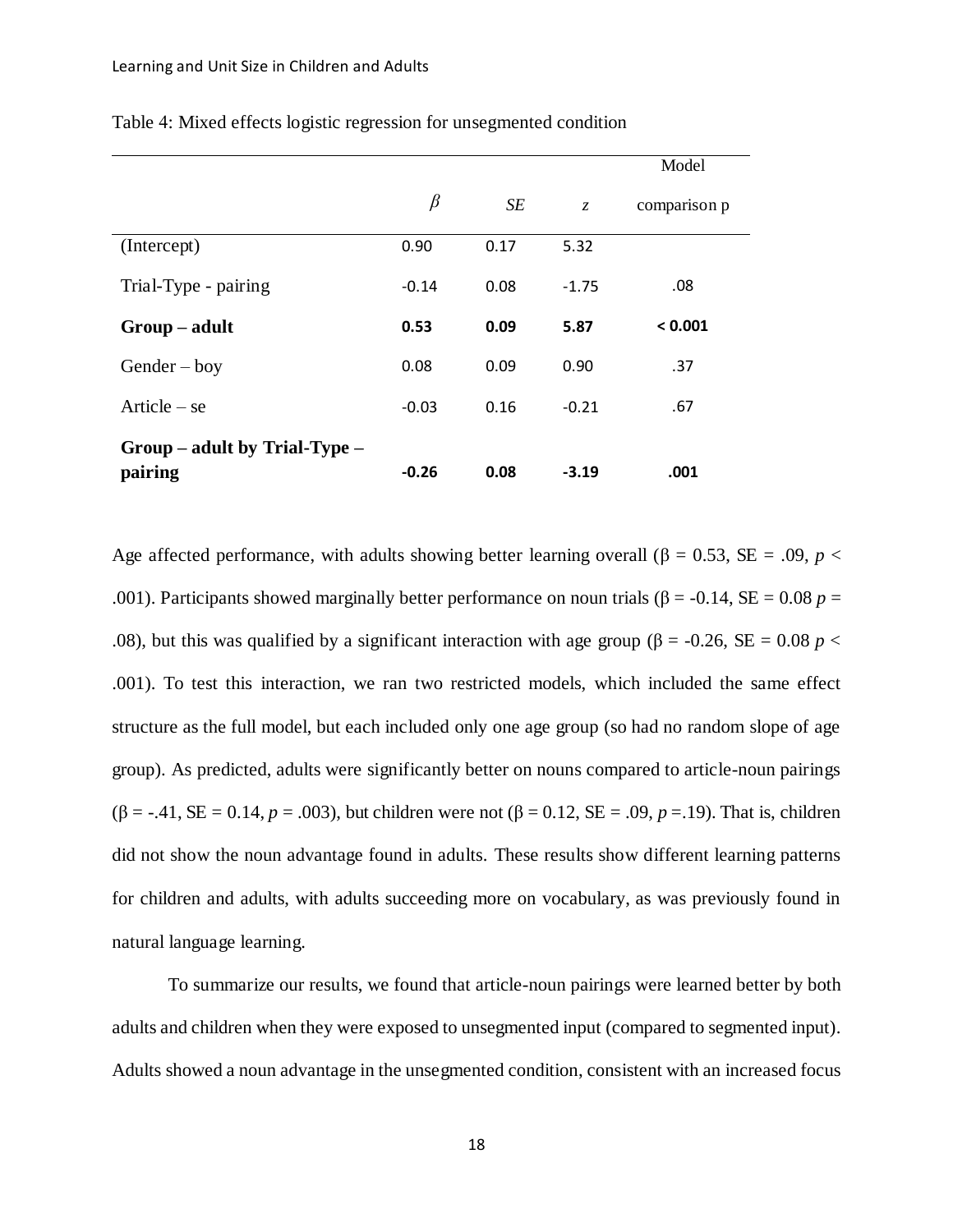Table 4: Mixed effects logistic regression for unsegmented condition

| | $\beta$ | *SE* | *z* | Model comparison p |
|---|---|---|---|---|
| (Intercept) | 0.90 | 0.17 | 5.32 | |
| Trial-Type - pairing | -0.14 | 0.08 | -1.75 | .08 |
| **Group – adult** | **0.53** | **0.09** | **5.87** | **< 0.001** |
| Gender – boy | 0.08 | 0.09 | 0.90 | .37 |
| Article – se | -0.03 | 0.16 | -0.21 | .67 |
| **Group – adult by Trial-Type – pairing** | **-0.26** | **0.08** | **-3.19** | **.001** |

Age affected performance, with adults showing better learning overall ($\beta = 0.53$, SE = .09, $p < .001$). Participants showed marginally better performance on noun trials ($\beta = -0.14$, SE = 0.08 $p = .08$), but this was qualified by a significant interaction with age group ($\beta = -0.26$, SE = 0.08 $p < .001$). To test this interaction, we ran two restricted models, which included the same effect structure as the full model, but each included only one age group (so had no random slope of age group). As predicted, adults were significantly better on nouns compared to article-noun pairings ($\beta = -.41$, SE = 0.14, $p = .003$), but children were not ($\beta = 0.12$, SE = .09, $p = .19$). That is, children did not show the noun advantage found in adults. These results show different learning patterns for children and adults, with adults succeeding more on vocabulary, as was previously found in natural language learning.

To summarize our results, we found that article-noun pairings were learned better by both adults and children when they were exposed to unsegmented input (compared to segmented input). Adults showed a noun advantage in the unsegmented condition, consistent with an increased focus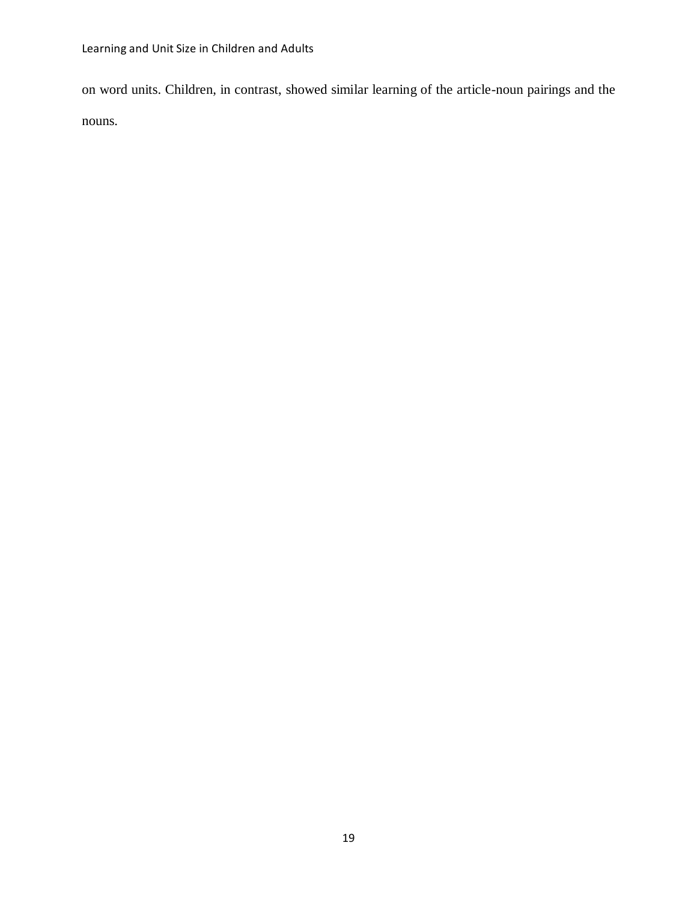on word units. Children, in contrast, showed similar learning of the article-noun pairings and the nouns.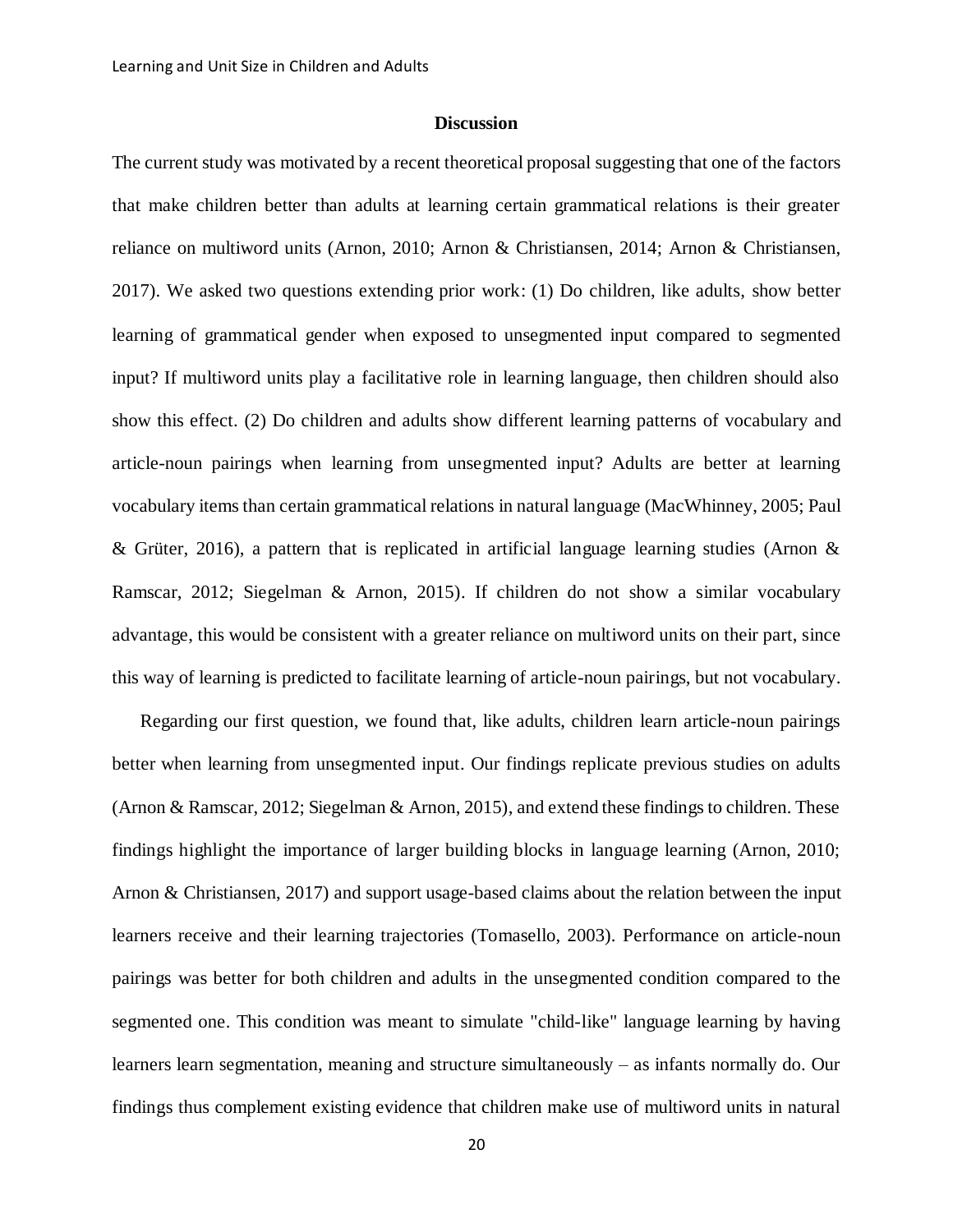## Discussion

The current study was motivated by a recent theoretical proposal suggesting that one of the factors that make children better than adults at learning certain grammatical relations is their greater reliance on multiword units (Arnon, 2010; Arnon & Christiansen, 2014; Arnon & Christiansen, 2017). We asked two questions extending prior work: (1) Do children, like adults, show better learning of grammatical gender when exposed to unsegmented input compared to segmented input? If multiword units play a facilitative role in learning language, then children should also show this effect. (2) Do children and adults show different learning patterns of vocabulary and article-noun pairings when learning from unsegmented input? Adults are better at learning vocabulary items than certain grammatical relations in natural language (MacWhinney, 2005; Paul & Grüter, 2016), a pattern that is replicated in artificial language learning studies (Arnon & Ramscar, 2012; Siegelman & Arnon, 2015). If children do not show a similar vocabulary advantage, this would be consistent with a greater reliance on multiword units on their part, since this way of learning is predicted to facilitate learning of article-noun pairings, but not vocabulary.

Regarding our first question, we found that, like adults, children learn article-noun pairings better when learning from unsegmented input. Our findings replicate previous studies on adults (Arnon & Ramscar, 2012; Siegelman & Arnon, 2015), and extend these findings to children. These findings highlight the importance of larger building blocks in language learning (Arnon, 2010; Arnon & Christiansen, 2017) and support usage-based claims about the relation between the input learners receive and their learning trajectories (Tomasello, 2003). Performance on article-noun pairings was better for both children and adults in the unsegmented condition compared to the segmented one. This condition was meant to simulate "child-like" language learning by having learners learn segmentation, meaning and structure simultaneously – as infants normally do. Our findings thus complement existing evidence that children make use of multiword units in natural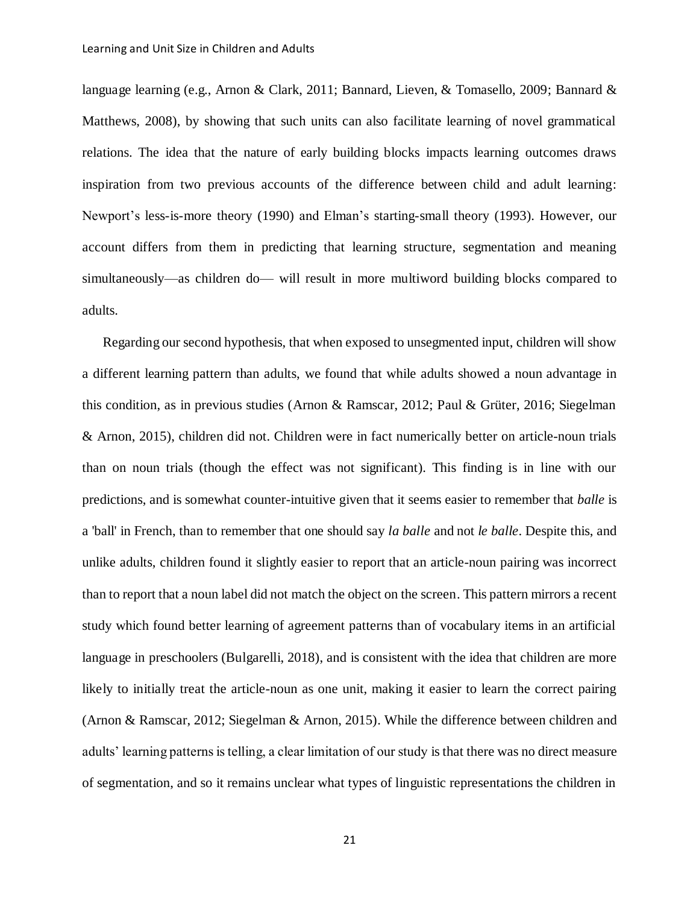language learning (e.g., Arnon & Clark, 2011; Bannard, Lieven, & Tomasello, 2009; Bannard & Matthews, 2008), by showing that such units can also facilitate learning of novel grammatical relations. The idea that the nature of early building blocks impacts learning outcomes draws inspiration from two previous accounts of the difference between child and adult learning: Newport's less-is-more theory (1990) and Elman's starting-small theory (1993). However, our account differs from them in predicting that learning structure, segmentation and meaning simultaneously—as children do— will result in more multiword building blocks compared to adults.

Regarding our second hypothesis, that when exposed to unsegmented input, children will show a different learning pattern than adults, we found that while adults showed a noun advantage in this condition, as in previous studies (Arnon & Ramscar, 2012; Paul & Grüter, 2016; Siegelman & Arnon, 2015), children did not. Children were in fact numerically better on article-noun trials than on noun trials (though the effect was not significant). This finding is in line with our predictions, and is somewhat counter-intuitive given that it seems easier to remember that *balle* is a 'ball' in French, than to remember that one should say *la balle* and not *le balle*. Despite this, and unlike adults, children found it slightly easier to report that an article-noun pairing was incorrect than to report that a noun label did not match the object on the screen. This pattern mirrors a recent study which found better learning of agreement patterns than of vocabulary items in an artificial language in preschoolers (Bulgarelli, 2018), and is consistent with the idea that children are more likely to initially treat the article-noun as one unit, making it easier to learn the correct pairing (Arnon & Ramscar, 2012; Siegelman & Arnon, 2015). While the difference between children and adults' learning patterns is telling, a clear limitation of our study is that there was no direct measure of segmentation, and so it remains unclear what types of linguistic representations the children in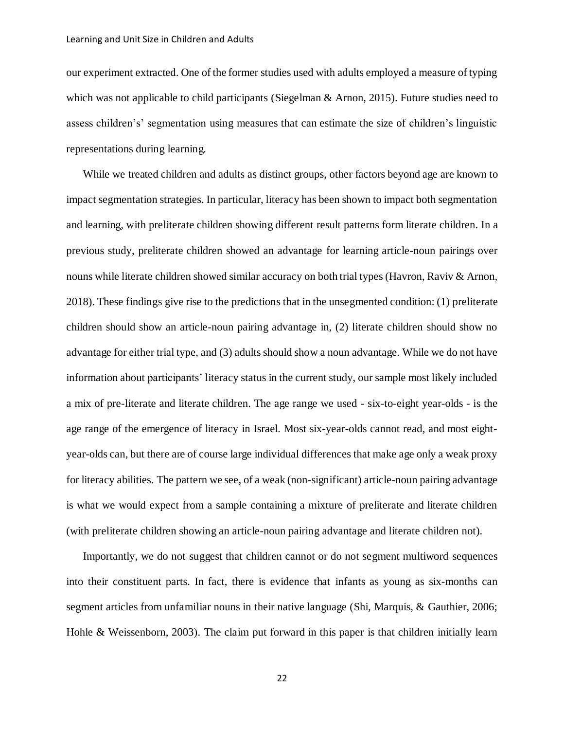our experiment extracted. One of the former studies used with adults employed a measure of typing which was not applicable to child participants (Siegelman & Arnon, 2015). Future studies need to assess children's' segmentation using measures that can estimate the size of children's linguistic representations during learning.

While we treated children and adults as distinct groups, other factors beyond age are known to impact segmentation strategies. In particular, literacy has been shown to impact both segmentation and learning, with preliterate children showing different result patterns form literate children. In a previous study, preliterate children showed an advantage for learning article-noun pairings over nouns while literate children showed similar accuracy on both trial types (Havron, Raviv & Arnon, 2018). These findings give rise to the predictions that in the unsegmented condition: (1) preliterate children should show an article-noun pairing advantage in, (2) literate children should show no advantage for either trial type, and (3) adults should show a noun advantage. While we do not have information about participants' literacy status in the current study, our sample most likely included a mix of pre-literate and literate children. The age range we used - six-to-eight year-olds - is the age range of the emergence of literacy in Israel. Most six-year-olds cannot read, and most eight-year-olds can, but there are of course large individual differences that make age only a weak proxy for literacy abilities. The pattern we see, of a weak (non-significant) article-noun pairing advantage is what we would expect from a sample containing a mixture of preliterate and literate children (with preliterate children showing an article-noun pairing advantage and literate children not).

Importantly, we do not suggest that children cannot or do not segment multiword sequences into their constituent parts. In fact, there is evidence that infants as young as six-months can segment articles from unfamiliar nouns in their native language (Shi, Marquis, & Gauthier, 2006; Hohle & Weissenborn, 2003). The claim put forward in this paper is that children initially learn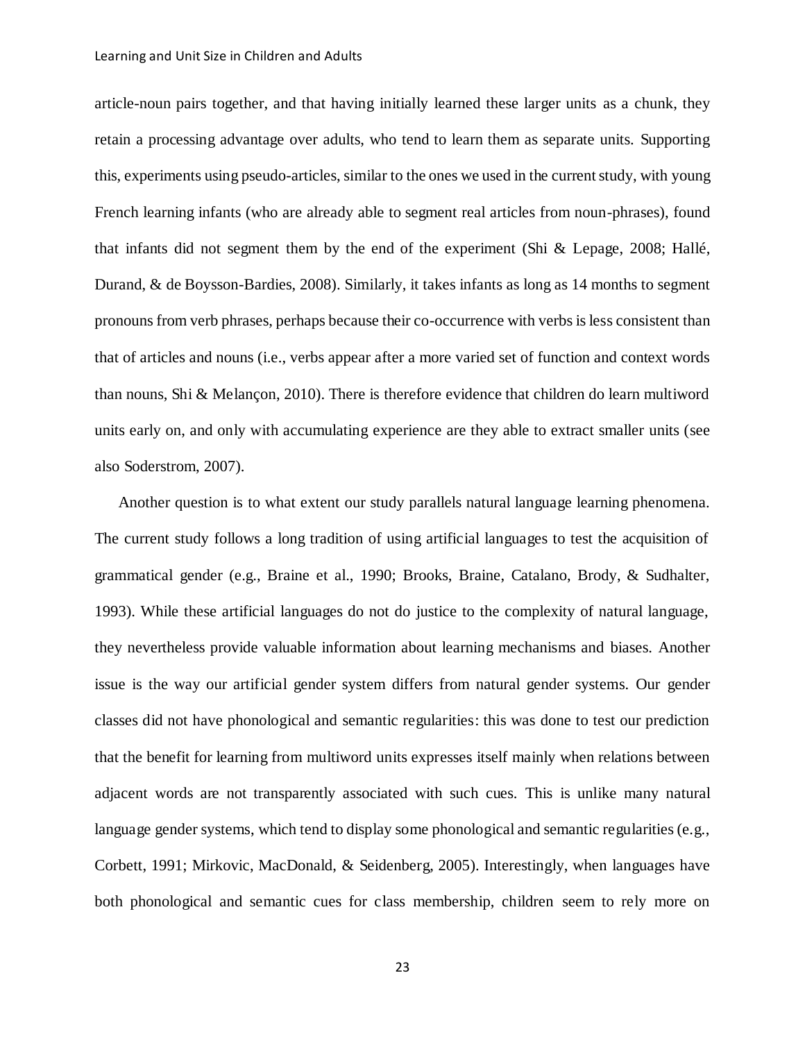article-noun pairs together, and that having initially learned these larger units as a chunk, they retain a processing advantage over adults, who tend to learn them as separate units. Supporting this, experiments using pseudo-articles, similar to the ones we used in the current study, with young French learning infants (who are already able to segment real articles from noun-phrases), found that infants did not segment them by the end of the experiment (Shi & Lepage, 2008; Hallé, Durand, & de Boysson-Bardies, 2008). Similarly, it takes infants as long as 14 months to segment pronouns from verb phrases, perhaps because their co-occurrence with verbs is less consistent than that of articles and nouns (i.e., verbs appear after a more varied set of function and context words than nouns, Shi & Melançon, 2010). There is therefore evidence that children do learn multiword units early on, and only with accumulating experience are they able to extract smaller units (see also Soderstrom, 2007).

Another question is to what extent our study parallels natural language learning phenomena. The current study follows a long tradition of using artificial languages to test the acquisition of grammatical gender (e.g., Braine et al., 1990; Brooks, Braine, Catalano, Brody, & Sudhalter, 1993). While these artificial languages do not do justice to the complexity of natural language, they nevertheless provide valuable information about learning mechanisms and biases. Another issue is the way our artificial gender system differs from natural gender systems. Our gender classes did not have phonological and semantic regularities: this was done to test our prediction that the benefit for learning from multiword units expresses itself mainly when relations between adjacent words are not transparently associated with such cues. This is unlike many natural language gender systems, which tend to display some phonological and semantic regularities (e.g., Corbett, 1991; Mirkovic, MacDonald, & Seidenberg, 2005). Interestingly, when languages have both phonological and semantic cues for class membership, children seem to rely more on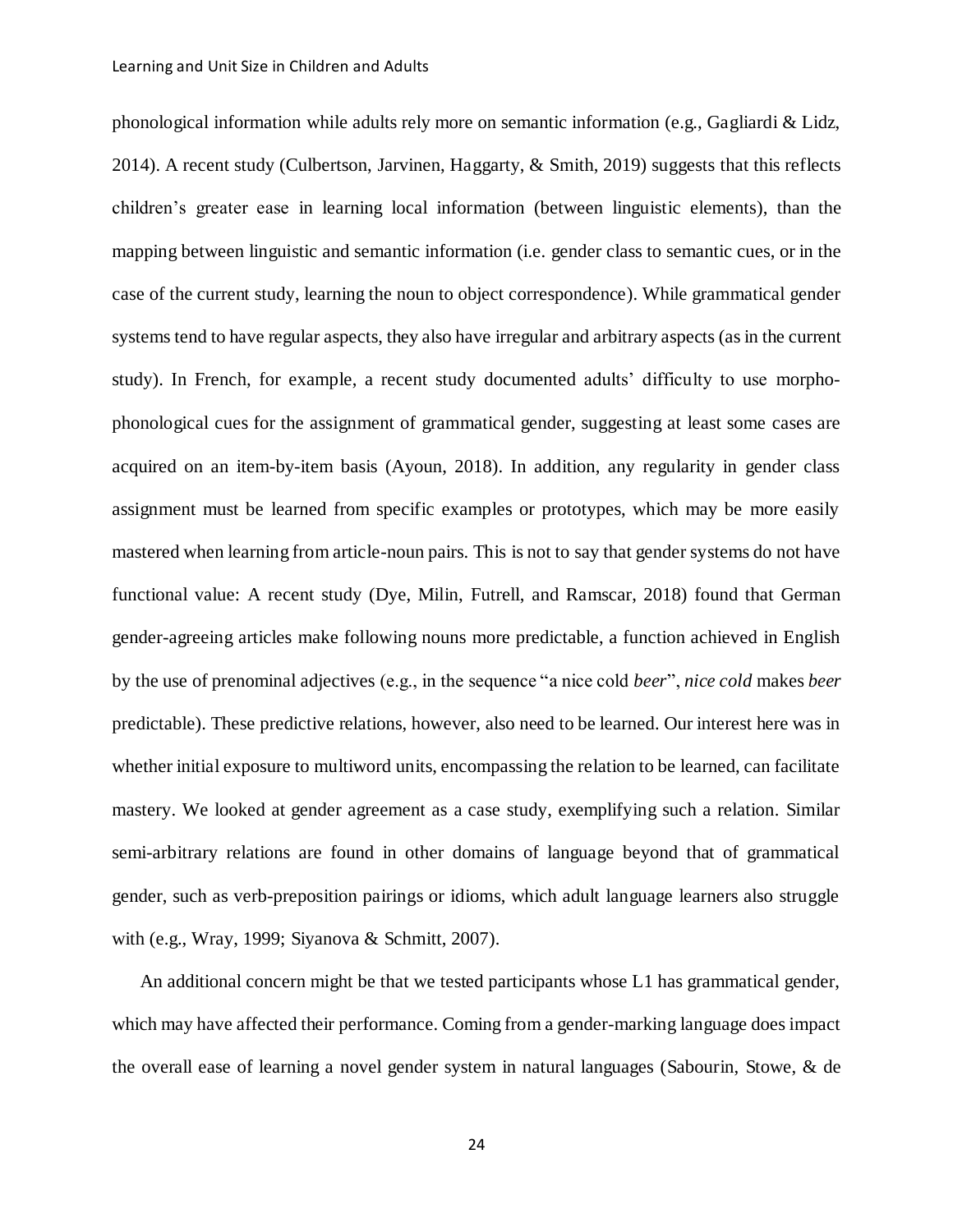phonological information while adults rely more on semantic information (e.g., Gagliardi & Lidz, 2014). A recent study (Culbertson, Jarvinen, Haggarty, & Smith, 2019) suggests that this reflects children's greater ease in learning local information (between linguistic elements), than the mapping between linguistic and semantic information (i.e. gender class to semantic cues, or in the case of the current study, learning the noun to object correspondence). While grammatical gender systems tend to have regular aspects, they also have irregular and arbitrary aspects (as in the current study). In French, for example, a recent study documented adults' difficulty to use morpho-phonological cues for the assignment of grammatical gender, suggesting at least some cases are acquired on an item-by-item basis (Ayoun, 2018). In addition, any regularity in gender class assignment must be learned from specific examples or prototypes, which may be more easily mastered when learning from article-noun pairs. This is not to say that gender systems do not have functional value: A recent study (Dye, Milin, Futrell, and Ramscar, 2018) found that German gender-agreeing articles make following nouns more predictable, a function achieved in English by the use of prenominal adjectives (e.g., in the sequence "a nice cold *beer*", *nice cold* makes *beer* predictable). These predictive relations, however, also need to be learned. Our interest here was in whether initial exposure to multiword units, encompassing the relation to be learned, can facilitate mastery. We looked at gender agreement as a case study, exemplifying such a relation. Similar semi-arbitrary relations are found in other domains of language beyond that of grammatical gender, such as verb-preposition pairings or idioms, which adult language learners also struggle with (e.g., Wray, 1999; Siyanova & Schmitt, 2007).

An additional concern might be that we tested participants whose L1 has grammatical gender, which may have affected their performance. Coming from a gender-marking language does impact the overall ease of learning a novel gender system in natural languages (Sabourin, Stowe, & de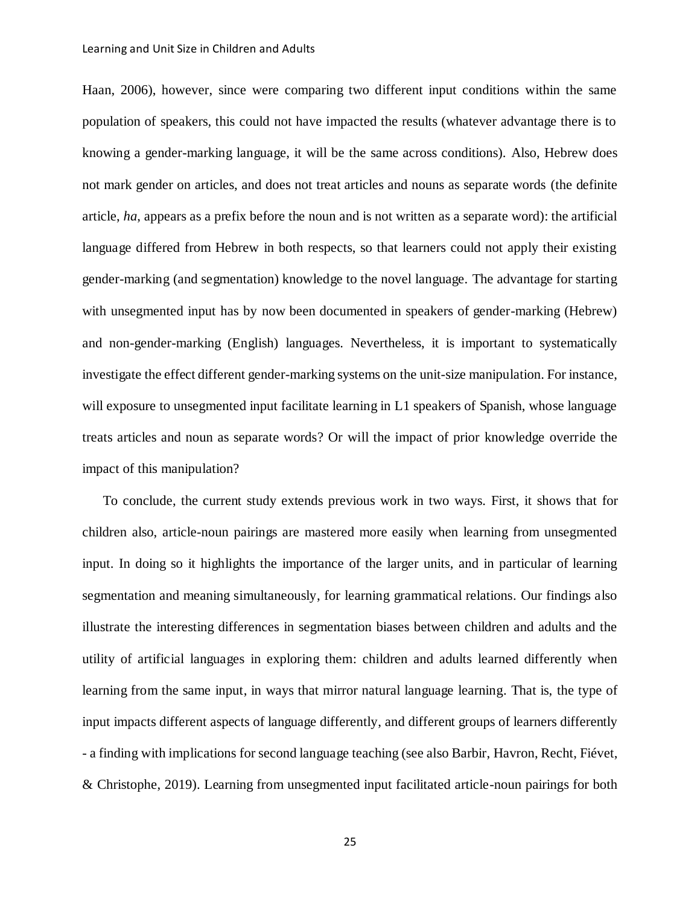Haan, 2006), however, since were comparing two different input conditions within the same population of speakers, this could not have impacted the results (whatever advantage there is to knowing a gender-marking language, it will be the same across conditions). Also, Hebrew does not mark gender on articles, and does not treat articles and nouns as separate words (the definite article, *ha*, appears as a prefix before the noun and is not written as a separate word): the artificial language differed from Hebrew in both respects, so that learners could not apply their existing gender-marking (and segmentation) knowledge to the novel language. The advantage for starting with unsegmented input has by now been documented in speakers of gender-marking (Hebrew) and non-gender-marking (English) languages. Nevertheless, it is important to systematically investigate the effect different gender-marking systems on the unit-size manipulation. For instance, will exposure to unsegmented input facilitate learning in L1 speakers of Spanish, whose language treats articles and noun as separate words? Or will the impact of prior knowledge override the impact of this manipulation?

To conclude, the current study extends previous work in two ways. First, it shows that for children also, article-noun pairings are mastered more easily when learning from unsegmented input. In doing so it highlights the importance of the larger units, and in particular of learning segmentation and meaning simultaneously, for learning grammatical relations. Our findings also illustrate the interesting differences in segmentation biases between children and adults and the utility of artificial languages in exploring them: children and adults learned differently when learning from the same input, in ways that mirror natural language learning. That is, the type of input impacts different aspects of language differently, and different groups of learners differently - a finding with implications for second language teaching (see also Barbir, Havron, Recht, Fiévet, & Christophe, 2019). Learning from unsegmented input facilitated article-noun pairings for both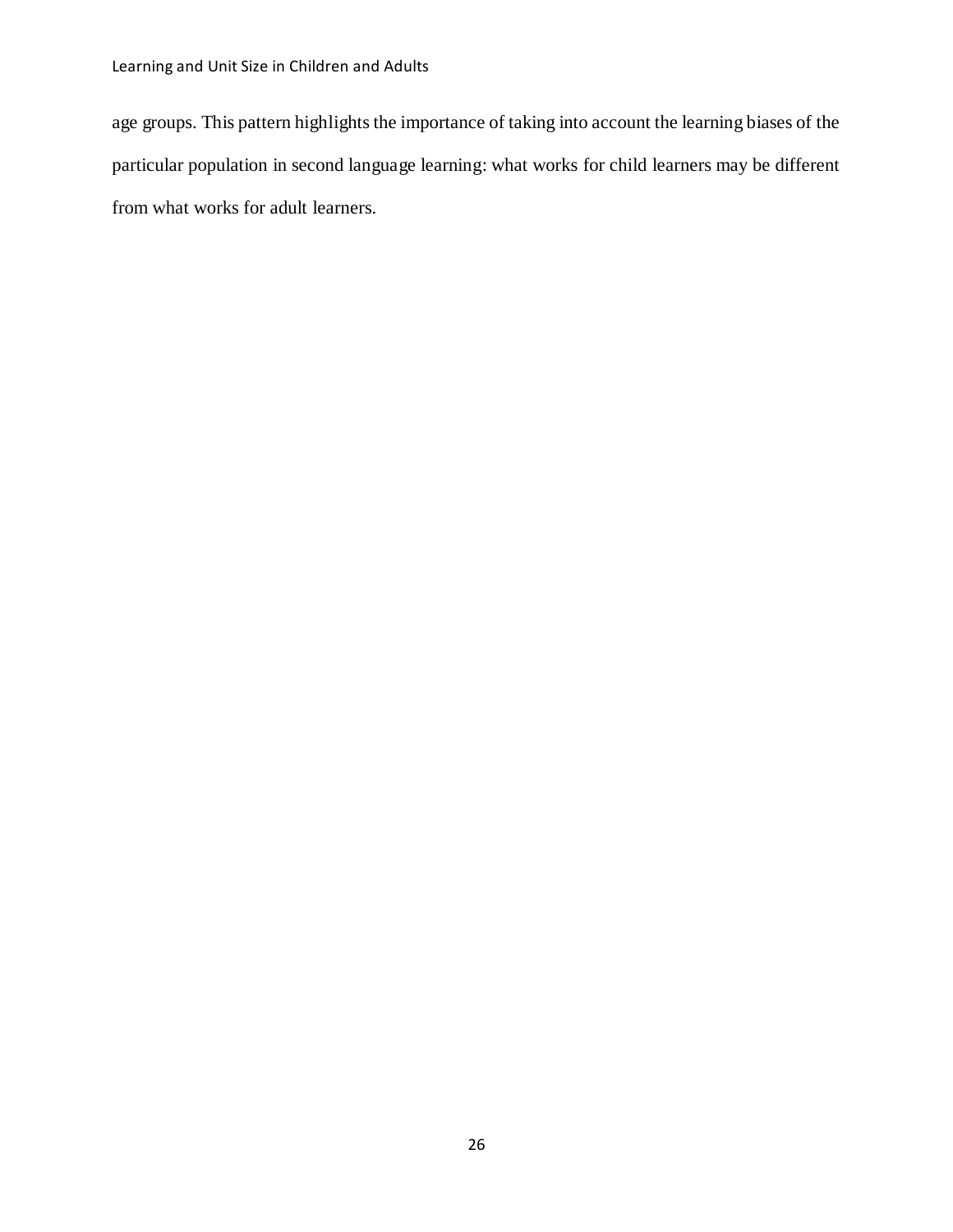age groups. This pattern highlights the importance of taking into account the learning biases of the particular population in second language learning: what works for child learners may be different from what works for adult learners.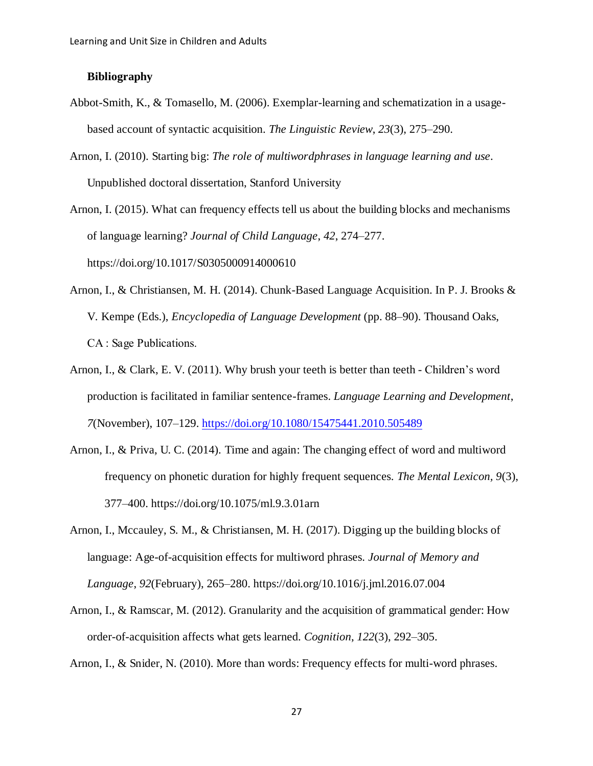**Bibliography**

Abbot-Smith, K., & Tomasello, M. (2006). Exemplar-learning and schematization in a usage-based account of syntactic acquisition. *The Linguistic Review*, *23*(3), 275–290.

Arnon, I. (2010). Starting big: *The role of multiwordphrases in language learning and use*. Unpublished doctoral dissertation, Stanford University

Arnon, I. (2015). What can frequency effects tell us about the building blocks and mechanisms of language learning? *Journal of Child Language*, *42*, 274–277. https://doi.org/10.1017/S0305000914000610

Arnon, I., & Christiansen, M. H. (2014). Chunk-Based Language Acquisition. In P. J. Brooks & V. Kempe (Eds.), *Encyclopedia of Language Development* (pp. 88–90). Thousand Oaks, CA : Sage Publications.

Arnon, I., & Clark, E. V. (2011). Why brush your teeth is better than teeth - Children's word production is facilitated in familiar sentence-frames. *Language Learning and Development*, *7*(November), 107–129. https://doi.org/10.1080/15475441.2010.505489

Arnon, I., & Priva, U. C. (2014). Time and again: The changing effect of word and multiword frequency on phonetic duration for highly frequent sequences. *The Mental Lexicon*, *9*(3), 377–400. https://doi.org/10.1075/ml.9.3.01arn

Arnon, I., Mccauley, S. M., & Christiansen, M. H. (2017). Digging up the building blocks of language: Age-of-acquisition effects for multiword phrases. *Journal of Memory and Language*, *92*(February), 265–280. https://doi.org/10.1016/j.jml.2016.07.004

Arnon, I., & Ramscar, M. (2012). Granularity and the acquisition of grammatical gender: How order-of-acquisition affects what gets learned. *Cognition*, *122*(3), 292–305.

Arnon, I., & Snider, N. (2010). More than words: Frequency effects for multi-word phrases.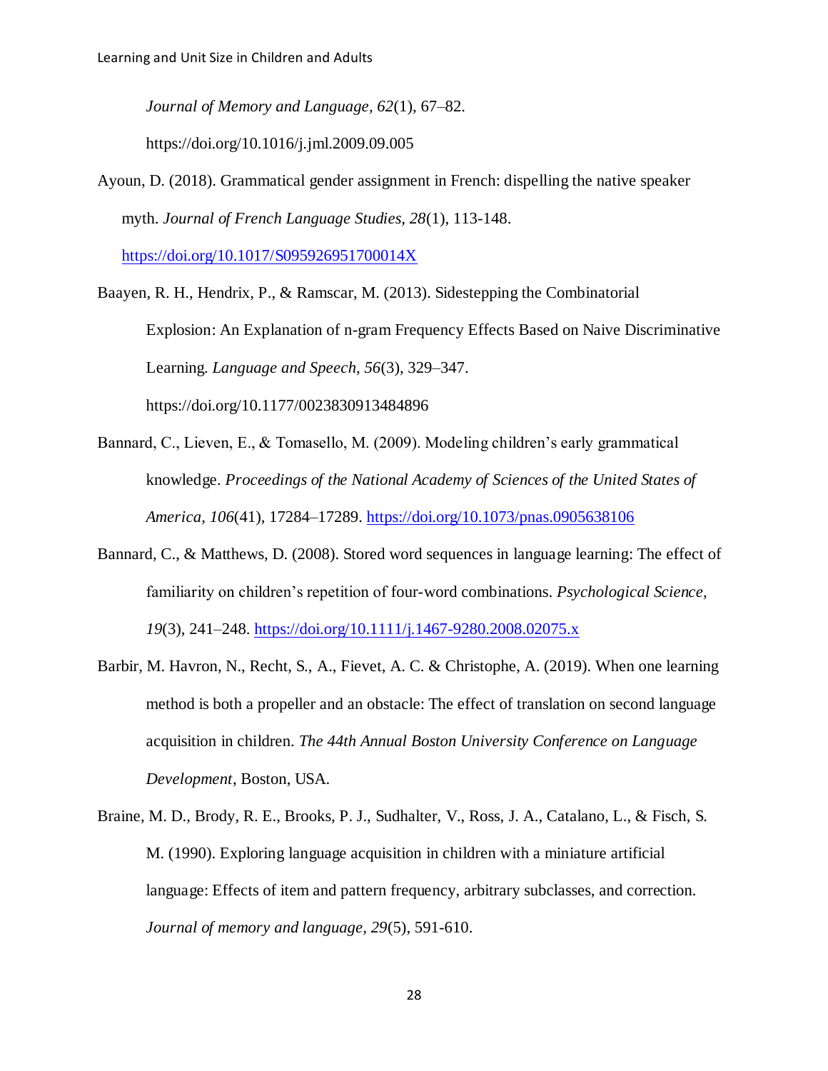*Journal of Memory and Language, 62*(1), 67–82. https://doi.org/10.1016/j.jml.2009.09.005

Ayoun, D. (2018). Grammatical gender assignment in French: dispelling the native speaker myth. *Journal of French Language Studies, 28*(1), 113-148. https://doi.org/10.1017/S095926951700014X

Baayen, R. H., Hendrix, P., & Ramscar, M. (2013). Sidestepping the Combinatorial Explosion: An Explanation of n-gram Frequency Effects Based on Naive Discriminative Learning. *Language and Speech, 56*(3), 329–347. https://doi.org/10.1177/0023830913484896

Bannard, C., Lieven, E., & Tomasello, M. (2009). Modeling children's early grammatical knowledge. *Proceedings of the National Academy of Sciences of the United States of America*, *106*(41), 17284–17289. https://doi.org/10.1073/pnas.0905638106

Bannard, C., & Matthews, D. (2008). Stored word sequences in language learning: The effect of familiarity on children's repetition of four-word combinations. *Psychological Science, 19*(3), 241–248. https://doi.org/10.1111/j.1467-9280.2008.02075.x

Barbir, M. Havron, N., Recht, S., A., Fievet, A. C. & Christophe, A. (2019). When one learning method is both a propeller and an obstacle: The effect of translation on second language acquisition in children. *The 44th Annual Boston University Conference on Language Development*, Boston, USA.

Braine, M. D., Brody, R. E., Brooks, P. J., Sudhalter, V., Ross, J. A., Catalano, L., & Fisch, S. M. (1990). Exploring language acquisition in children with a miniature artificial language: Effects of item and pattern frequency, arbitrary subclasses, and correction. *Journal of memory and language, 29*(5), 591-610.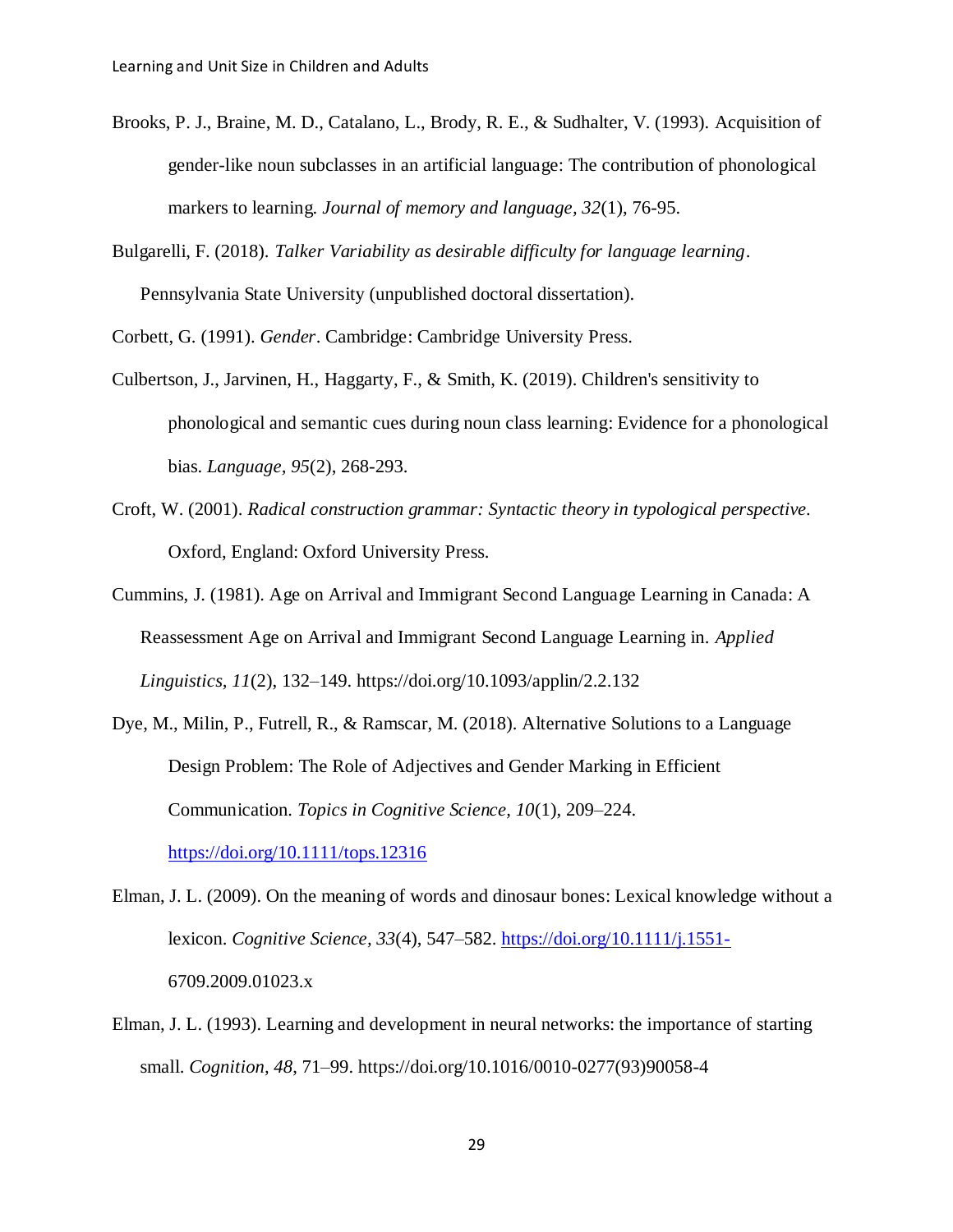Brooks, P. J., Braine, M. D., Catalano, L., Brody, R. E., & Sudhalter, V. (1993). Acquisition of gender-like noun subclasses in an artificial language: The contribution of phonological markers to learning. *Journal of memory and language*, *32*(1), 76-95.

Bulgarelli, F. (2018). *Talker Variability as desirable difficulty for language learning*. Pennsylvania State University (unpublished doctoral dissertation).

Corbett, G. (1991). *Gender*. Cambridge: Cambridge University Press.

Culbertson, J., Jarvinen, H., Haggarty, F., & Smith, K. (2019). Children's sensitivity to phonological and semantic cues during noun class learning: Evidence for a phonological bias. *Language, 95*(2), 268-293.

Croft, W. (2001). *Radical construction grammar: Syntactic theory in typological perspective.* Oxford, England: Oxford University Press.

Cummins, J. (1981). Age on Arrival and Immigrant Second Language Learning in Canada: A Reassessment Age on Arrival and Immigrant Second Language Learning in. *Applied Linguistics, 11*(2), 132–149. https://doi.org/10.1093/applin/2.2.132

Dye, M., Milin, P., Futrell, R., & Ramscar, M. (2018). Alternative Solutions to a Language Design Problem: The Role of Adjectives and Gender Marking in Efficient Communication. *Topics in Cognitive Science*, *10*(1), 209–224. https://doi.org/10.1111/tops.12316

Elman, J. L. (2009). On the meaning of words and dinosaur bones: Lexical knowledge without a lexicon. *Cognitive Science, 33*(4), 547–582. https://doi.org/10.1111/j.1551-6709.2009.01023.x

Elman, J. L. (1993). Learning and development in neural networks: the importance of starting small. *Cognition, 48*, 71–99. https://doi.org/10.1016/0010-0277(93)90058-4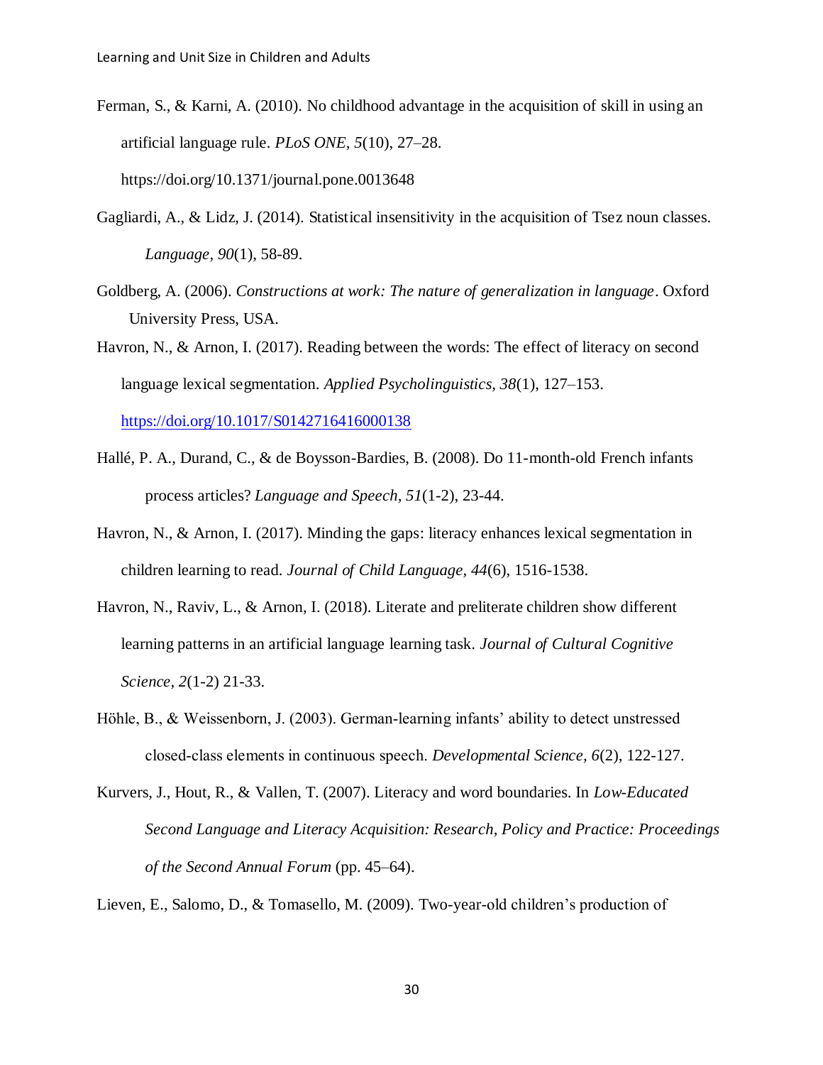Ferman, S., & Karni, A. (2010). No childhood advantage in the acquisition of skill in using an artificial language rule. *PLoS ONE*, *5*(10), 27–28. https://doi.org/10.1371/journal.pone.0013648

Gagliardi, A., & Lidz, J. (2014). Statistical insensitivity in the acquisition of Tsez noun classes. *Language, 90*(1), 58-89.

Goldberg, A. (2006). *Constructions at work: The nature of generalization in language*. Oxford University Press, USA.

Havron, N., & Arnon, I. (2017). Reading between the words: The effect of literacy on second language lexical segmentation. *Applied Psycholinguistics*, *38*(1), 127–153. https://doi.org/10.1017/S0142716416000138

Hallé, P. A., Durand, C., & de Boysson-Bardies, B. (2008). Do 11-month-old French infants process articles? *Language and Speech, 51*(1-2), 23-44.

Havron, N., & Arnon, I. (2017). Minding the gaps: literacy enhances lexical segmentation in children learning to read. *Journal of Child Language, 44*(6), 1516-1538.

Havron, N., Raviv, L., & Arnon, I. (2018). Literate and preliterate children show different learning patterns in an artificial language learning task. *Journal of Cultural Cognitive Science, 2*(1-2) 21-33.

Höhle, B., & Weissenborn, J. (2003). German-learning infants' ability to detect unstressed closed-class elements in continuous speech. *Developmental Science, 6*(2), 122-127.

Kurvers, J., Hout, R., & Vallen, T. (2007). Literacy and word boundaries. In *Low-Educated Second Language and Literacy Acquisition: Research, Policy and Practice: Proceedings of the Second Annual Forum* (pp. 45–64).

Lieven, E., Salomo, D., & Tomasello, M. (2009). Two-year-old children's production of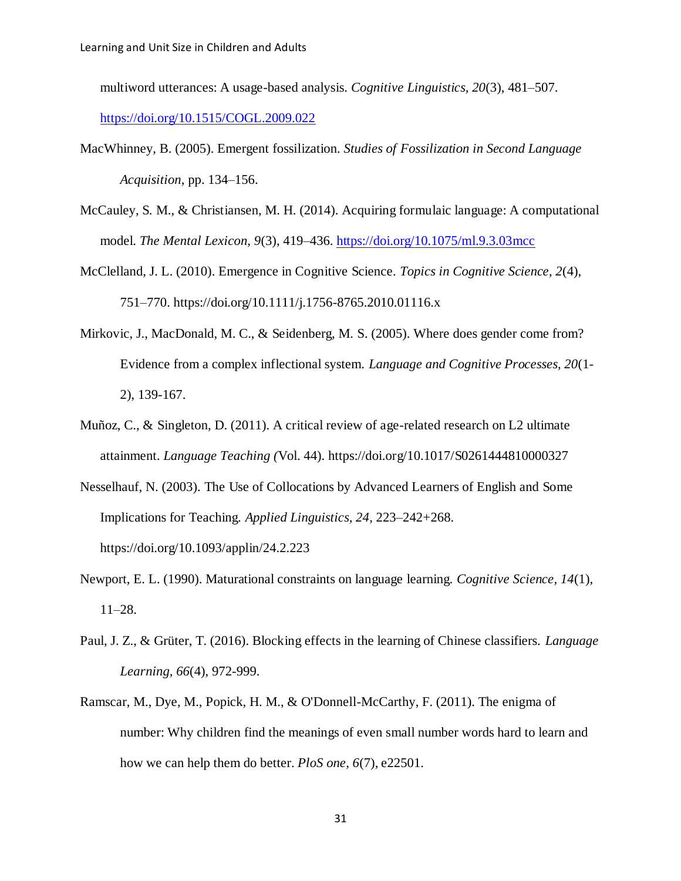multiword utterances: A usage-based analysis. *Cognitive Linguistics*, *20*(3), 481–507. https://doi.org/10.1515/COGL.2009.022

MacWhinney, B. (2005). Emergent fossilization. *Studies of Fossilization in Second Language Acquisition*, pp. 134–156.

McCauley, S. M., & Christiansen, M. H. (2014). Acquiring formulaic language: A computational model. *The Mental Lexicon*, *9*(3), 419–436. https://doi.org/10.1075/ml.9.3.03mcc

McClelland, J. L. (2010). Emergence in Cognitive Science. *Topics in Cognitive Science*, *2*(4), 751–770. https://doi.org/10.1111/j.1756-8765.2010.01116.x

Mirkovic, J., MacDonald, M. C., & Seidenberg, M. S. (2005). Where does gender come from? Evidence from a complex inflectional system. *Language and Cognitive Processes*, *20*(1-2), 139-167.

Muñoz, C., & Singleton, D. (2011). A critical review of age-related research on L2 ultimate attainment. *Language Teaching (*Vol. 44). https://doi.org/10.1017/S0261444810000327

Nesselhauf, N. (2003). The Use of Collocations by Advanced Learners of English and Some Implications for Teaching. *Applied Linguistics*, *24*, 223–242+268. https://doi.org/10.1093/applin/24.2.223

Newport, E. L. (1990). Maturational constraints on language learning. *Cognitive Science*, *14*(1), 11–28.

Paul, J. Z., & Grüter, T. (2016). Blocking effects in the learning of Chinese classifiers. *Language Learning*, *66*(4), 972-999.

Ramscar, M., Dye, M., Popick, H. M., & O'Donnell-McCarthy, F. (2011). The enigma of number: Why children find the meanings of even small number words hard to learn and how we can help them do better. *PloS one*, *6*(7), e22501.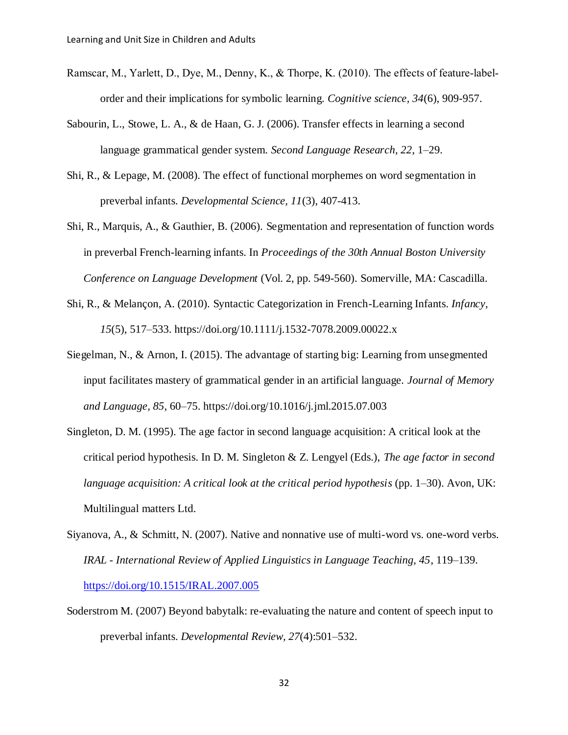Ramscar, M., Yarlett, D., Dye, M., Denny, K., & Thorpe, K. (2010). The effects of feature-label-order and their implications for symbolic learning. *Cognitive science*, *34*(6), 909-957.

Sabourin, L., Stowe, L. A., & de Haan, G. J. (2006). Transfer effects in learning a second language grammatical gender system. *Second Language Research, 22*, 1–29.

Shi, R., & Lepage, M. (2008). The effect of functional morphemes on word segmentation in preverbal infants. *Developmental Science*, *11*(3), 407-413.

Shi, R., Marquis, A., & Gauthier, B. (2006). Segmentation and representation of function words in preverbal French-learning infants. In *Proceedings of the 30th Annual Boston University Conference on Language Development* (Vol. 2, pp. 549-560). Somerville, MA: Cascadilla.

Shi, R., & Melançon, A. (2010). Syntactic Categorization in French-Learning Infants. *Infancy*, *15*(5), 517–533. https://doi.org/10.1111/j.1532-7078.2009.00022.x

Siegelman, N., & Arnon, I. (2015). The advantage of starting big: Learning from unsegmented input facilitates mastery of grammatical gender in an artificial language. *Journal of Memory and Language, 85*, 60–75. https://doi.org/10.1016/j.jml.2015.07.003

Singleton, D. M. (1995). The age factor in second language acquisition: A critical look at the critical period hypothesis. In D. M. Singleton & Z. Lengyel (Eds.), *The age factor in second language acquisition: A critical look at the critical period hypothesis* (pp. 1–30). Avon, UK: Multilingual matters Ltd.

Siyanova, A., & Schmitt, N. (2007). Native and nonnative use of multi-word vs. one-word verbs. *IRAL - International Review of Applied Linguistics in Language Teaching, 45*, 119–139. https://doi.org/10.1515/IRAL.2007.005

Soderstrom M. (2007) Beyond babytalk: re-evaluating the nature and content of speech input to preverbal infants. *Developmental Review, 27*(4):501–532.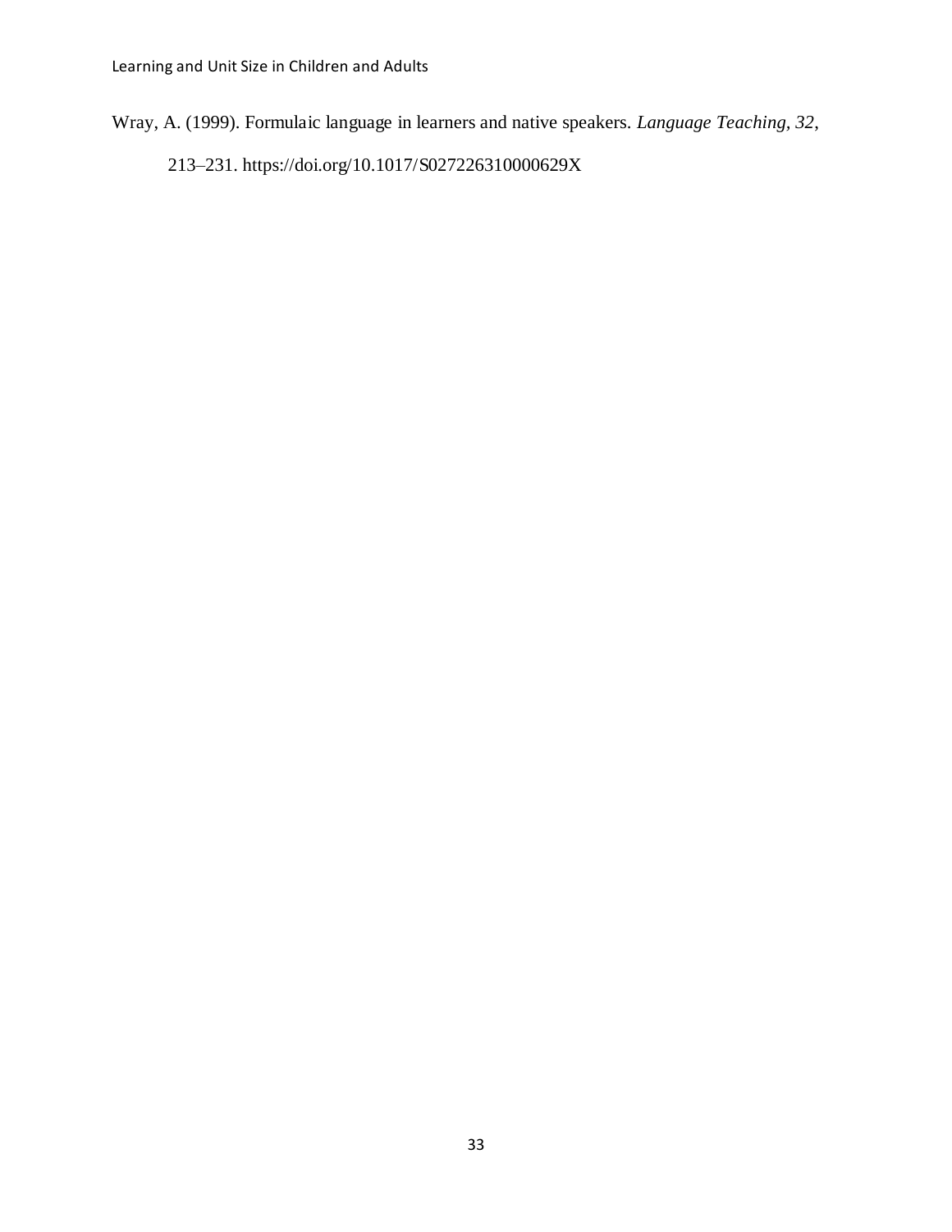Wray, A. (1999). Formulaic language in learners and native speakers. *Language Teaching, 32*, 213–231. https://doi.org/10.1017/S027226310000629X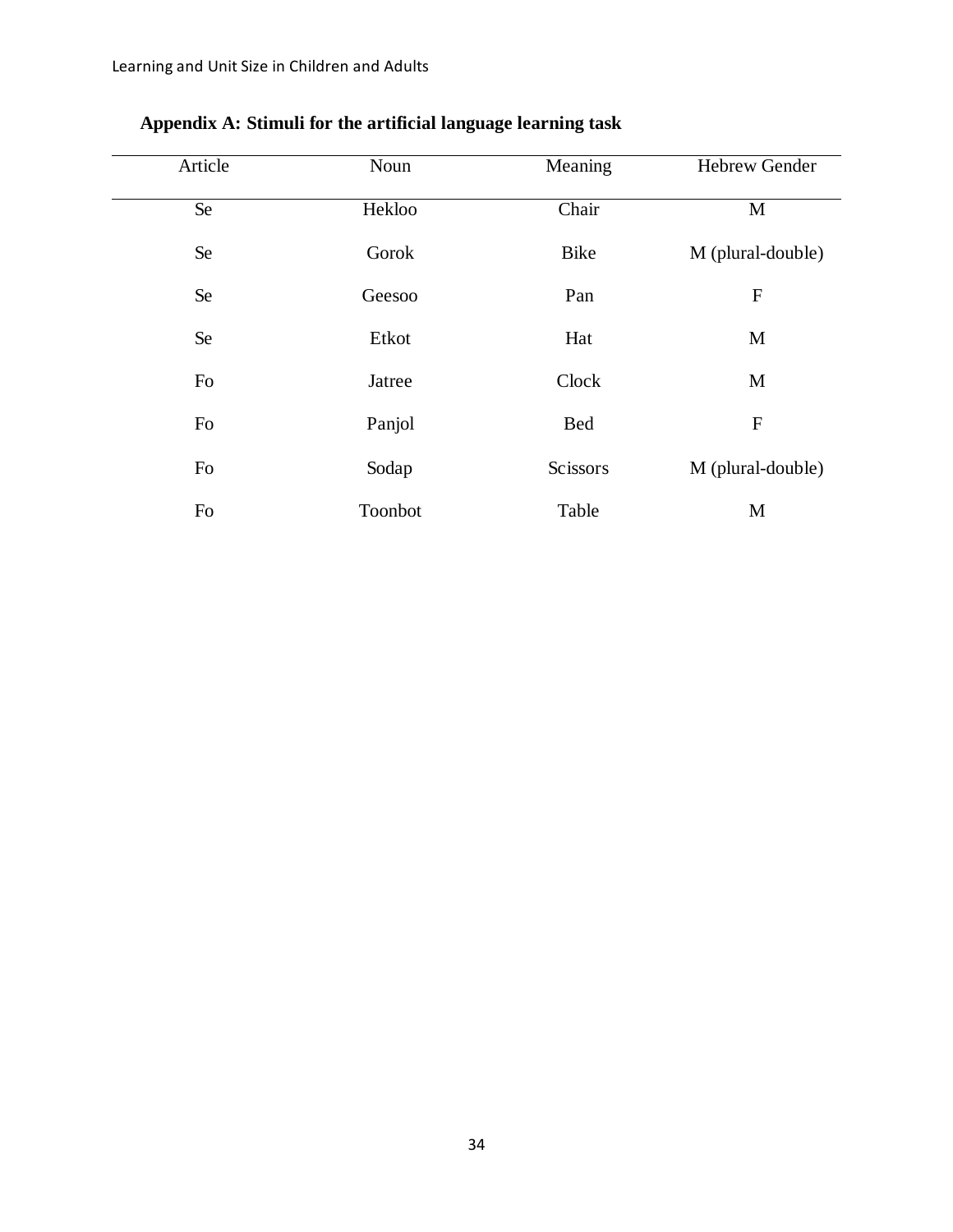## Appendix A: Stimuli for the artificial language learning task

| Article | Noun | Meaning | Hebrew Gender |
|---|---|---|---|
| Se | Hekloo | Chair | M |
| Se | Gorok | Bike | M (plural-double) |
| Se | Geesoo | Pan | F |
| Se | Etkot | Hat | M |
| Fo | Jatree | Clock | M |
| Fo | Panjol | Bed | F |
| Fo | Sodap | Scissors | M (plural-double) |
| Fo | Toonbot | Table | M |